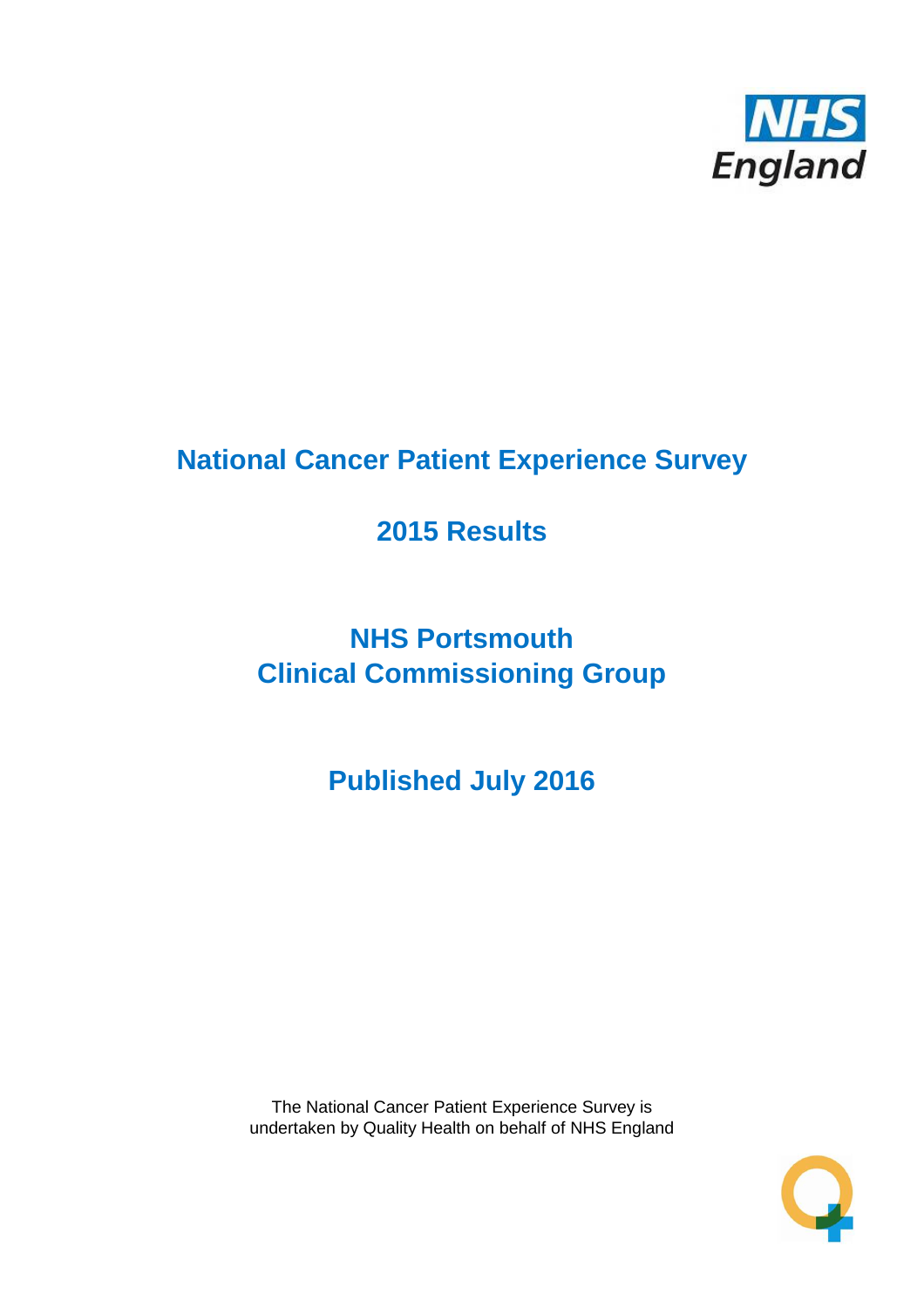NHS England

# National Cancer Patient Experience Survey

## 2015 Results

## NHS Portsmouth Clinical Commissioning Group

## Published July 2016

The National Cancer Patient Experience Survey is undertaken by Quality Health on behalf of NHS England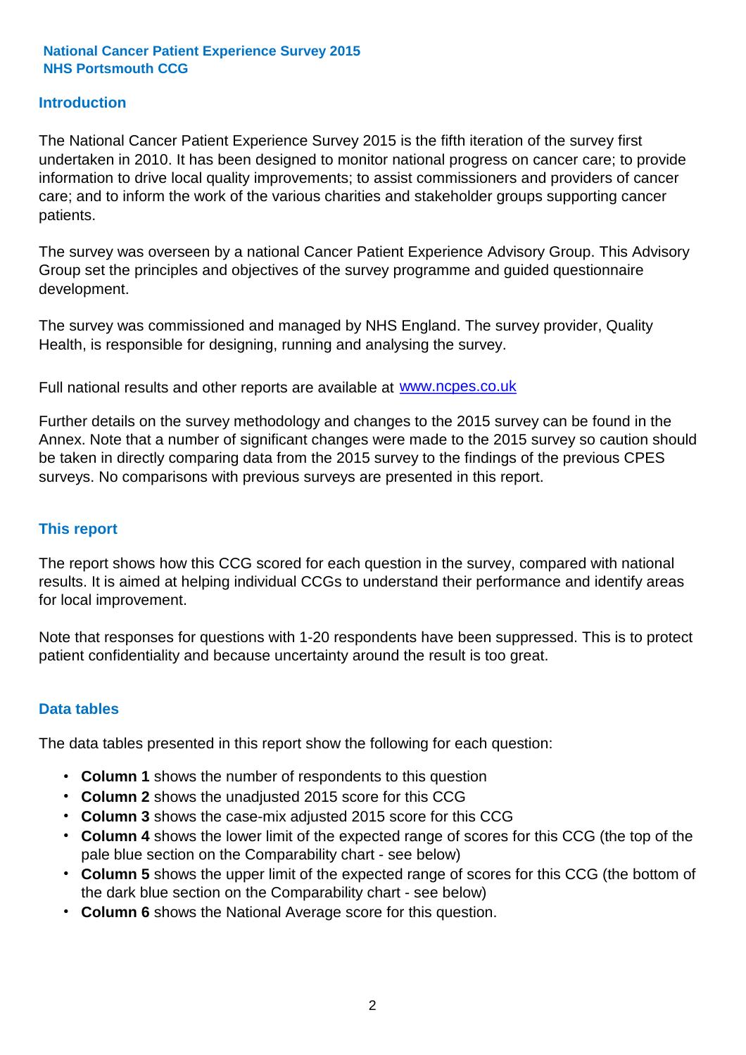**National Cancer Patient Experience Survey 2015**
**NHS Portsmouth CCG**

## Introduction

The National Cancer Patient Experience Survey 2015 is the fifth iteration of the survey first undertaken in 2010. It has been designed to monitor national progress on cancer care; to provide information to drive local quality improvements; to assist commissioners and providers of cancer care; and to inform the work of the various charities and stakeholder groups supporting cancer patients.

The survey was overseen by a national Cancer Patient Experience Advisory Group. This Advisory Group set the principles and objectives of the survey programme and guided questionnaire development.

The survey was commissioned and managed by NHS England. The survey provider, Quality Health, is responsible for designing, running and analysing the survey.

Full national results and other reports are available at [www.ncpes.co.uk](http://www.ncpes.co.uk)

Further details on the survey methodology and changes to the 2015 survey can be found in the Annex. Note that a number of significant changes were made to the 2015 survey so caution should be taken in directly comparing data from the 2015 survey to the findings of the previous CPES surveys. No comparisons with previous surveys are presented in this report.

## This report

The report shows how this CCG scored for each question in the survey, compared with national results. It is aimed at helping individual CCGs to understand their performance and identify areas for local improvement.

Note that responses for questions with 1-20 respondents have been suppressed. This is to protect patient confidentiality and because uncertainty around the result is too great.

## Data tables

The data tables presented in this report show the following for each question:

- **Column 1** shows the number of respondents to this question
- **Column 2** shows the unadjusted 2015 score for this CCG
- **Column 3** shows the case-mix adjusted 2015 score for this CCG
- **Column 4** shows the lower limit of the expected range of scores for this CCG (the top of the pale blue section on the Comparability chart - see below)
- **Column 5** shows the upper limit of the expected range of scores for this CCG (the bottom of the dark blue section on the Comparability chart - see below)
- **Column 6** shows the National Average score for this question.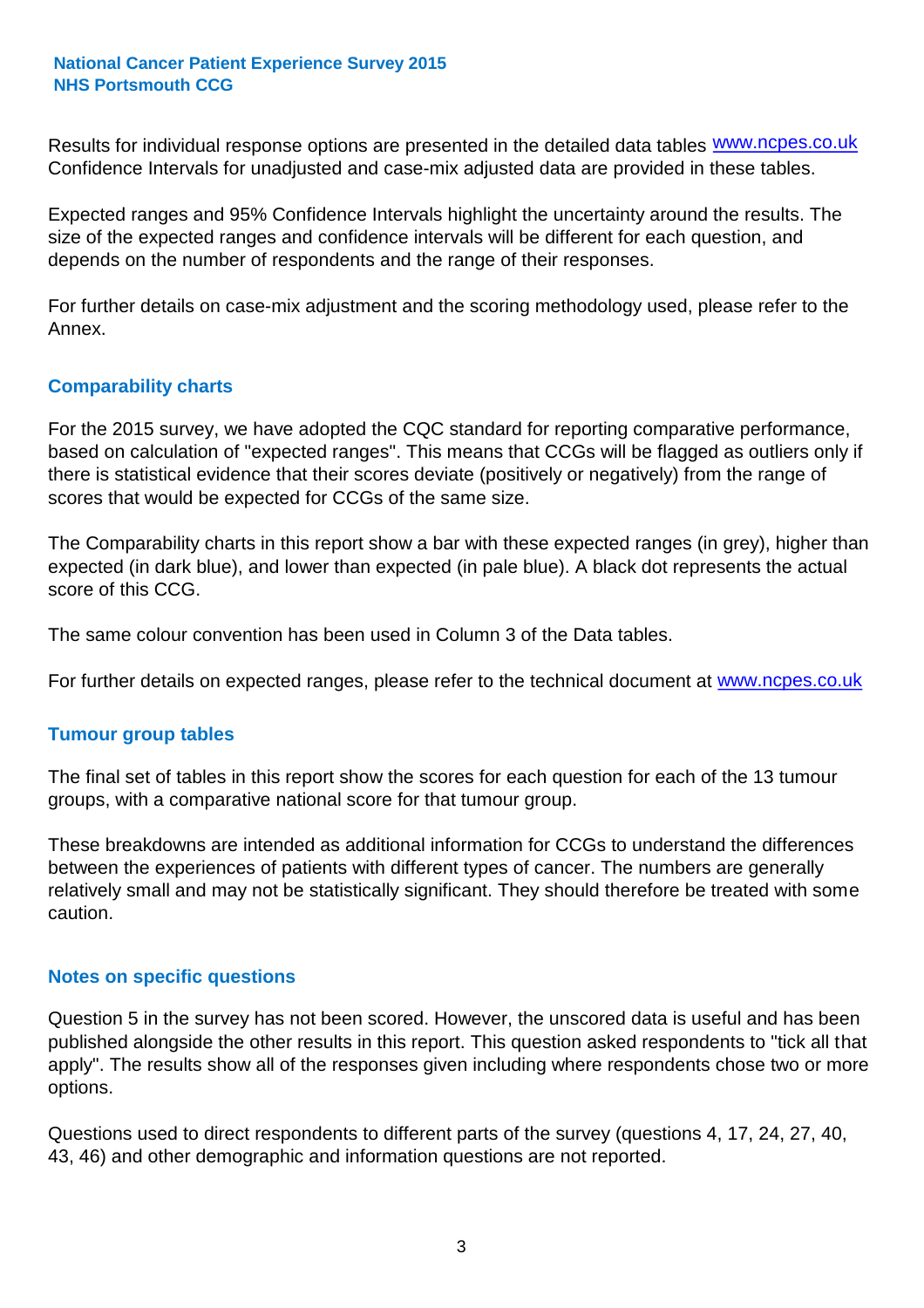Results for individual response options are presented in the detailed data tables www.ncpes.co.uk Confidence Intervals for unadjusted and case-mix adjusted data are provided in these tables.

Expected ranges and 95% Confidence Intervals highlight the uncertainty around the results. The size of the expected ranges and confidence intervals will be different for each question, and depends on the number of respondents and the range of their responses.

For further details on case-mix adjustment and the scoring methodology used, please refer to the Annex.

## Comparability charts

For the 2015 survey, we have adopted the CQC standard for reporting comparative performance, based on calculation of "expected ranges". This means that CCGs will be flagged as outliers only if there is statistical evidence that their scores deviate (positively or negatively) from the range of scores that would be expected for CCGs of the same size.

The Comparability charts in this report show a bar with these expected ranges (in grey), higher than expected (in dark blue), and lower than expected (in pale blue). A black dot represents the actual score of this CCG.

The same colour convention has been used in Column 3 of the Data tables.

For further details on expected ranges, please refer to the technical document at www.ncpes.co.uk

## Tumour group tables

The final set of tables in this report show the scores for each question for each of the 13 tumour groups, with a comparative national score for that tumour group.

These breakdowns are intended as additional information for CCGs to understand the differences between the experiences of patients with different types of cancer. The numbers are generally relatively small and may not be statistically significant. They should therefore be treated with some caution.

## Notes on specific questions

Question 5 in the survey has not been scored. However, the unscored data is useful and has been published alongside the other results in this report. This question asked respondents to "tick all that apply". The results show all of the responses given including where respondents chose two or more options.

Questions used to direct respondents to different parts of the survey (questions 4, 17, 24, 27, 40, 43, 46) and other demographic and information questions are not reported.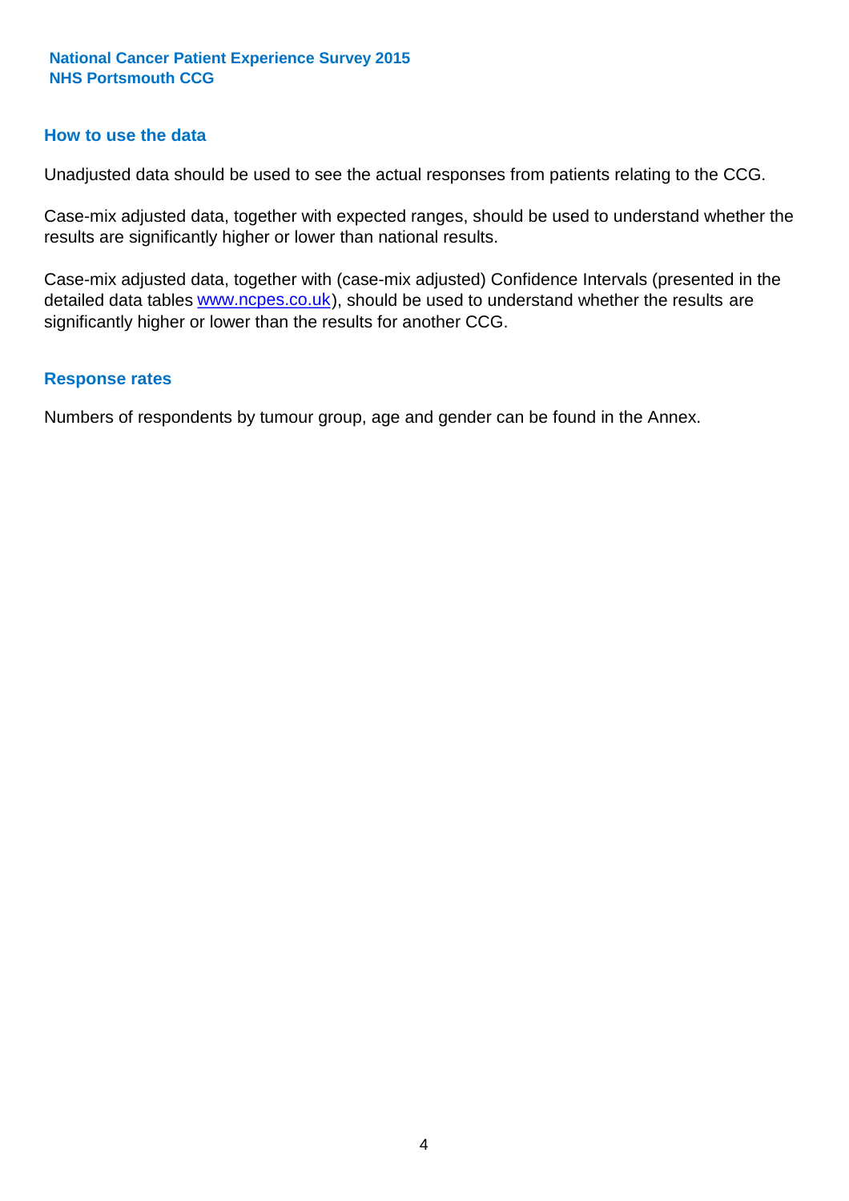## How to use the data

Unadjusted data should be used to see the actual responses from patients relating to the CCG.

Case-mix adjusted data, together with expected ranges, should be used to understand whether the results are significantly higher or lower than national results.

Case-mix adjusted data, together with (case-mix adjusted) Confidence Intervals (presented in the detailed data tables www.ncpes.co.uk), should be used to understand whether the results are significantly higher or lower than the results for another CCG.

## Response rates

Numbers of respondents by tumour group, age and gender can be found in the Annex.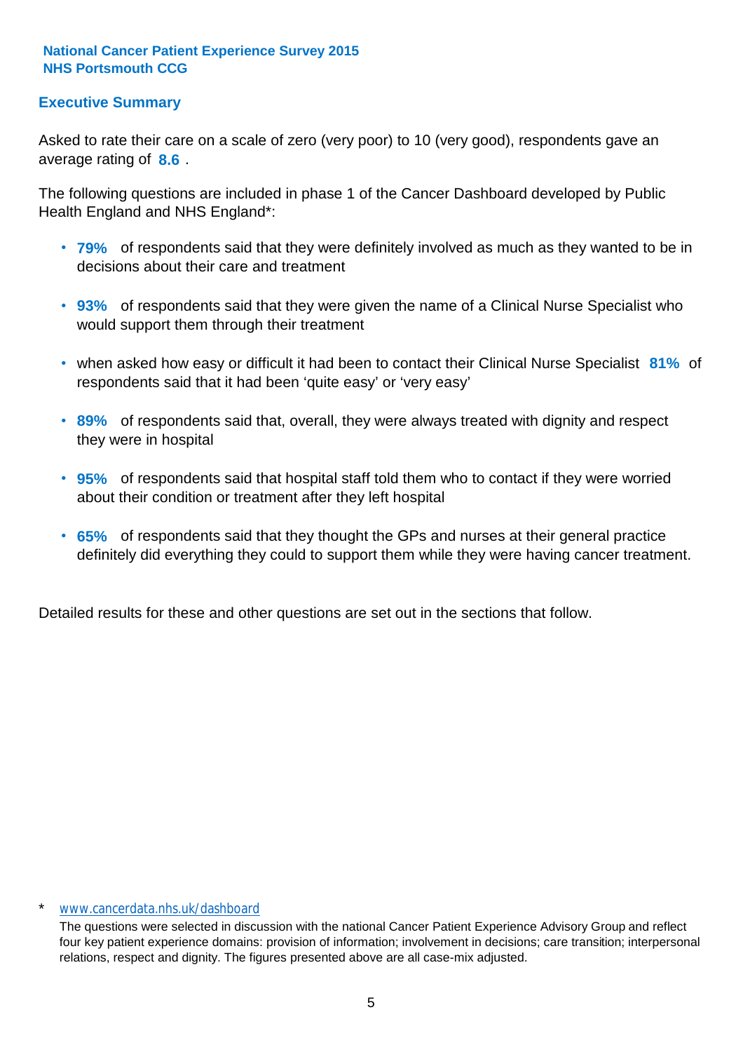**National Cancer Patient Experience Survey 2015**
**NHS Portsmouth CCG**

## Executive Summary

Asked to rate their care on a scale of zero (very poor) to 10 (very good), respondents gave an average rating of **8.6** .

The following questions are included in phase 1 of the Cancer Dashboard developed by Public Health England and NHS England*:

- **79%** of respondents said that they were definitely involved as much as they wanted to be in decisions about their care and treatment
- **93%** of respondents said that they were given the name of a Clinical Nurse Specialist who would support them through their treatment
- when asked how easy or difficult it had been to contact their Clinical Nurse Specialist **81%** of respondents said that it had been 'quite easy' or 'very easy'
- **89%** of respondents said that, overall, they were always treated with dignity and respect they were in hospital
- **95%** of respondents said that hospital staff told them who to contact if they were worried about their condition or treatment after they left hospital
- **65%** of respondents said that they thought the GPs and nurses at their general practice definitely did everything they could to support them while they were having cancer treatment.

Detailed results for these and other questions are set out in the sections that follow.

\* www.cancerdata.nhs.uk/dashboard

The questions were selected in discussion with the national Cancer Patient Experience Advisory Group and reflect four key patient experience domains: provision of information; involvement in decisions; care transition; interpersonal relations, respect and dignity. The figures presented above are all case-mix adjusted.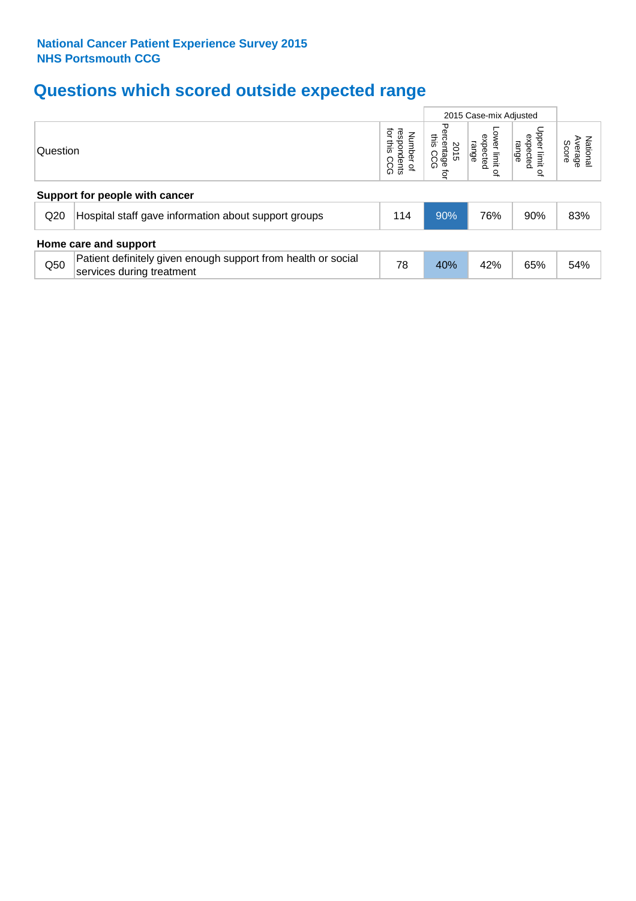**National Cancer Patient Experience Survey 2015**
**NHS Portsmouth CCG**

# Questions which scored outside expected range

| Question | | Number of respondents for this CCG | 2015 Case-mix Adjusted | | | National Average Score |
|---|---|---|---|---|---|---|
| | | | 2015 Percentage for this CCG | Lower limit of expected range | Upper limit of expected range | |
| **Support for people with cancer** | | | | | | |
| Q20 | Hospital staff gave information about support groups | 114 | 90% | 76% | 90% | 83% |
| **Home care and support** | | | | | | |
| Q50 | Patient definitely given enough support from health or social services during treatment | 78 | 40% | 42% | 65% | 54% |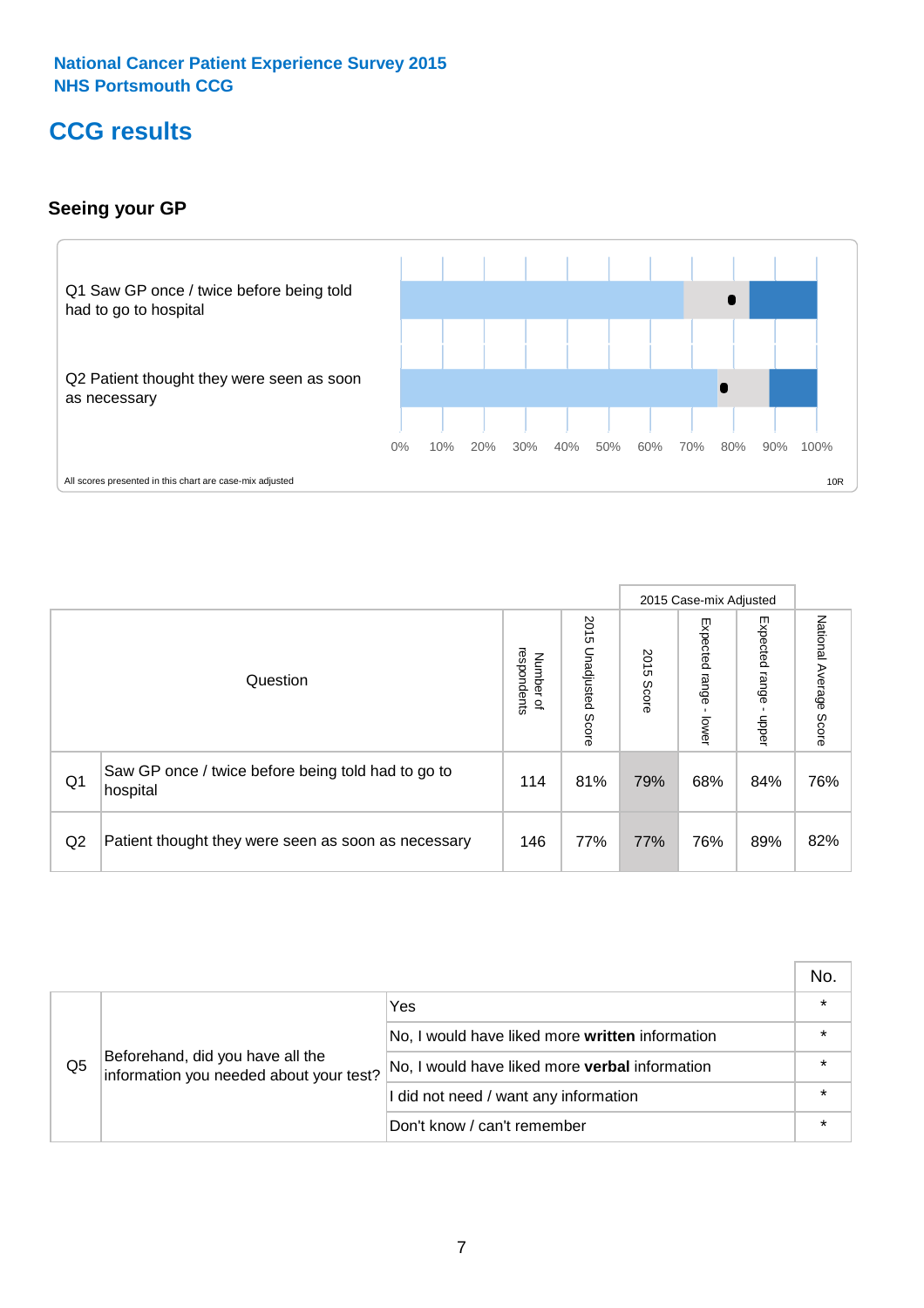National Cancer Patient Experience Survey 2015
NHS Portsmouth CCG

# CCG results

### Seeing your GP

Q1 Saw GP once / twice before being told had to go to hospital

Q2 Patient thought they were seen as soon as necessary

0% 10% 20% 30% 40% 50% 60% 70% 80% 90% 100%

All scores presented in this chart are case-mix adjusted

10R

| | Question | Number of respondents | 2015 Unadjusted Score | 2015 Case-mix Adjusted: 2015 Score | 2015 Case-mix Adjusted: Expected range - lower | 2015 Case-mix Adjusted: Expected range - upper | National Average Score |
|---|---|---|---|---|---|---|---|
| Q1 | Saw GP once / twice before being told had to go to hospital | 114 | 81% | 79% | 68% | 84% | 76% |
| Q2 | Patient thought they were seen as soon as necessary | 146 | 77% | 77% | 76% | 89% | 82% |

| | | | No. |
|---|---|---|---|
| Q5 | Beforehand, did you have all the information you needed about your test? | Yes | * |
| | | No, I would have liked more **written** information | * |
| | | No, I would have liked more **verbal** information | * |
| | | I did not need / want any information | * |
| | | Don't know / can't remember | * |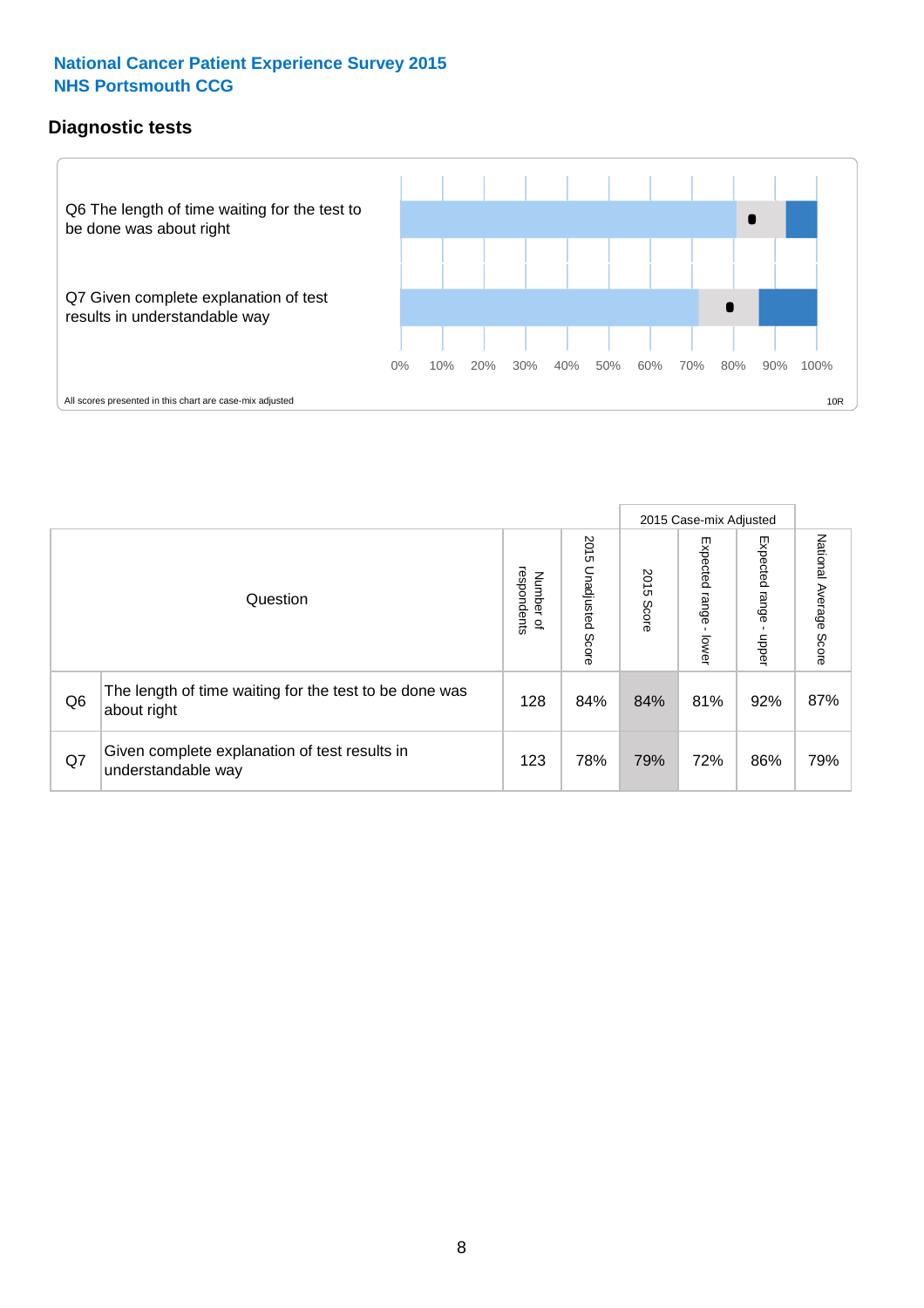**National Cancer Patient Experience Survey 2015**
**NHS Portsmouth CCG**

## Diagnostic tests

Q6 The length of time waiting for the test to be done was about right

Q7 Given complete explanation of test results in understandable way

0% 10% 20% 30% 40% 50% 60% 70% 80% 90% 100%

All scores presented in this chart are case-mix adjusted

10R

| | Question | Number of respondents | 2015 Unadjusted Score | 2015 Case-mix Adjusted | | | National Average Score |
|---|---|---|---|---|---|---|---|
| | | | | 2015 Score | Expected range - lower | Expected range - upper | |
| Q6 | The length of time waiting for the test to be done was about right | 128 | 84% | 84% | 81% | 92% | 87% |
| Q7 | Given complete explanation of test results in understandable way | 123 | 78% | 79% | 72% | 86% | 79% |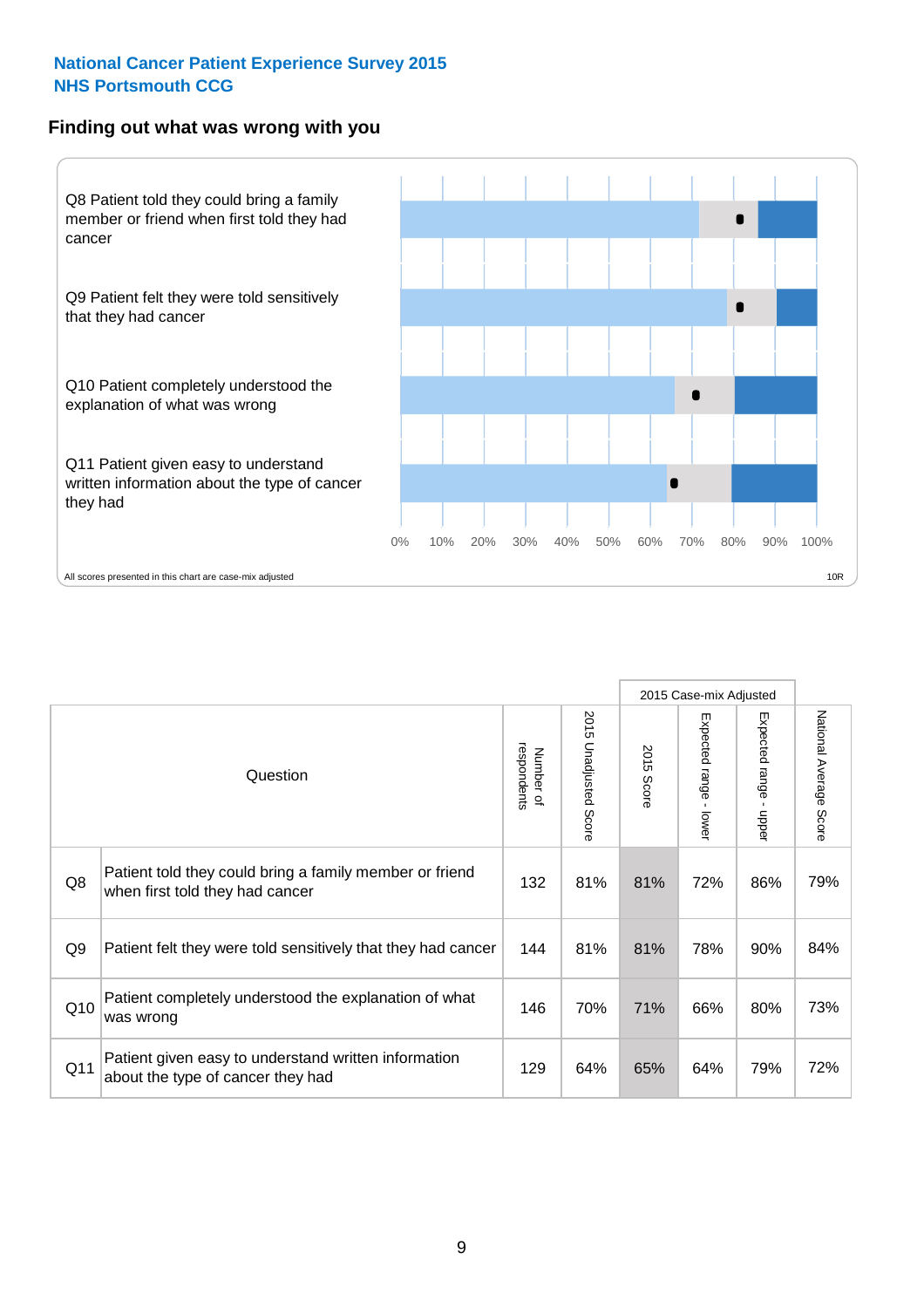**National Cancer Patient Experience Survey 2015**
**NHS Portsmouth CCG**

## Finding out what was wrong with you

Q8 Patient told they could bring a family member or friend when first told they had cancer

Q9 Patient felt they were told sensitively that they had cancer

Q10 Patient completely understood the explanation of what was wrong

Q11 Patient given easy to understand written information about the type of cancer they had

0% 10% 20% 30% 40% 50% 60% 70% 80% 90% 100%

All scores presented in this chart are case-mix adjusted

10R

| | Question | Number of respondents | 2015 Unadjusted Score | 2015 Case-mix Adjusted: 2015 Score | 2015 Case-mix Adjusted: Expected range - lower | 2015 Case-mix Adjusted: Expected range - upper | National Average Score |
|---|---|---|---|---|---|---|---|
| Q8 | Patient told they could bring a family member or friend when first told they had cancer | 132 | 81% | 81% | 72% | 86% | 79% |
| Q9 | Patient felt they were told sensitively that they had cancer | 144 | 81% | 81% | 78% | 90% | 84% |
| Q10 | Patient completely understood the explanation of what was wrong | 146 | 70% | 71% | 66% | 80% | 73% |
| Q11 | Patient given easy to understand written information about the type of cancer they had | 129 | 64% | 65% | 64% | 79% | 72% |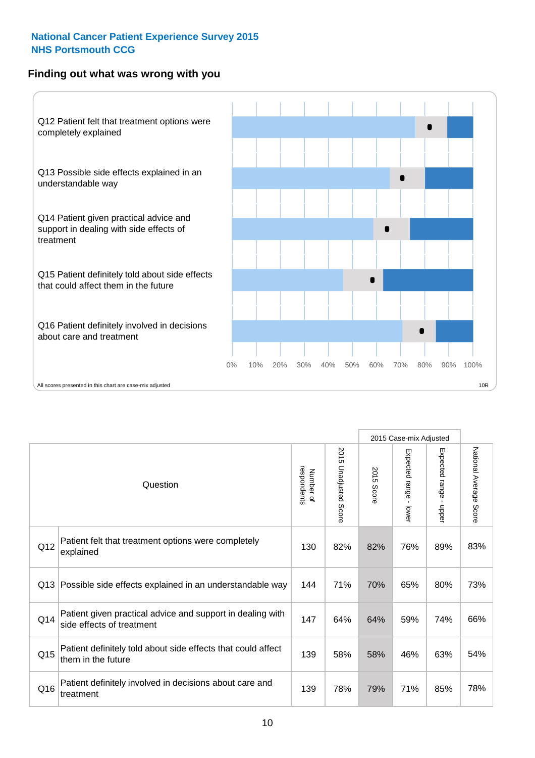**National Cancer Patient Experience Survey 2015**
**NHS Portsmouth CCG**

## Finding out what was wrong with you

Q12 Patient felt that treatment options were completely explained

Q13 Possible side effects explained in an understandable way

Q14 Patient given practical advice and support in dealing with side effects of treatment

Q15 Patient definitely told about side effects that could affect them in the future

Q16 Patient definitely involved in decisions about care and treatment

0% 10% 20% 30% 40% 50% 60% 70% 80% 90% 100%

All scores presented in this chart are case-mix adjusted

10R

| | Question | Number of respondents | 2015 Unadjusted Score | 2015 Case-mix Adjusted | | | National Average Score |
|---|---|---|---|---|---|---|---|
| | | | | 2015 Score | Expected range - lower | Expected range - upper | |
| Q12 | Patient felt that treatment options were completely explained | 130 | 82% | 82% | 76% | 89% | 83% |
| Q13 | Possible side effects explained in an understandable way | 144 | 71% | 70% | 65% | 80% | 73% |
| Q14 | Patient given practical advice and support in dealing with side effects of treatment | 147 | 64% | 64% | 59% | 74% | 66% |
| Q15 | Patient definitely told about side effects that could affect them in the future | 139 | 58% | 58% | 46% | 63% | 54% |
| Q16 | Patient definitely involved in decisions about care and treatment | 139 | 78% | 79% | 71% | 85% | 78% |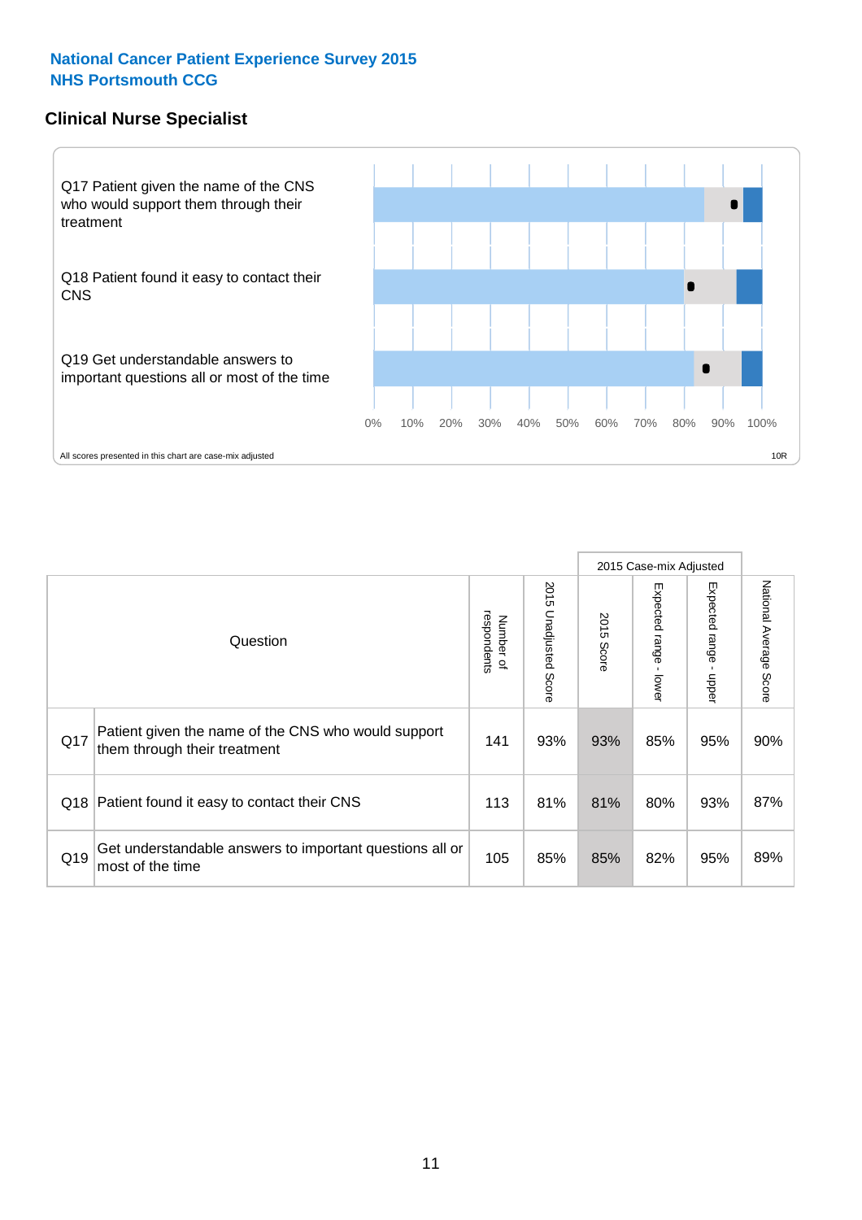National Cancer Patient Experience Survey 2015
NHS Portsmouth CCG

## Clinical Nurse Specialist

Q17 Patient given the name of the CNS who would support them through their treatment

Q18 Patient found it easy to contact their CNS

Q19 Get understandable answers to important questions all or most of the time

0% 10% 20% 30% 40% 50% 60% 70% 80% 90% 100%

All scores presented in this chart are case-mix adjusted

10R

| | Question | Number of respondents | 2015 Unadjusted Score | 2015 Case-mix Adjusted: 2015 Score | 2015 Case-mix Adjusted: Expected range - lower | 2015 Case-mix Adjusted: Expected range - upper | National Average Score |
|---|---|---|---|---|---|---|---|
| Q17 | Patient given the name of the CNS who would support them through their treatment | 141 | 93% | 93% | 85% | 95% | 90% |
| Q18 | Patient found it easy to contact their CNS | 113 | 81% | 81% | 80% | 93% | 87% |
| Q19 | Get understandable answers to important questions all or most of the time | 105 | 85% | 85% | 82% | 95% | 89% |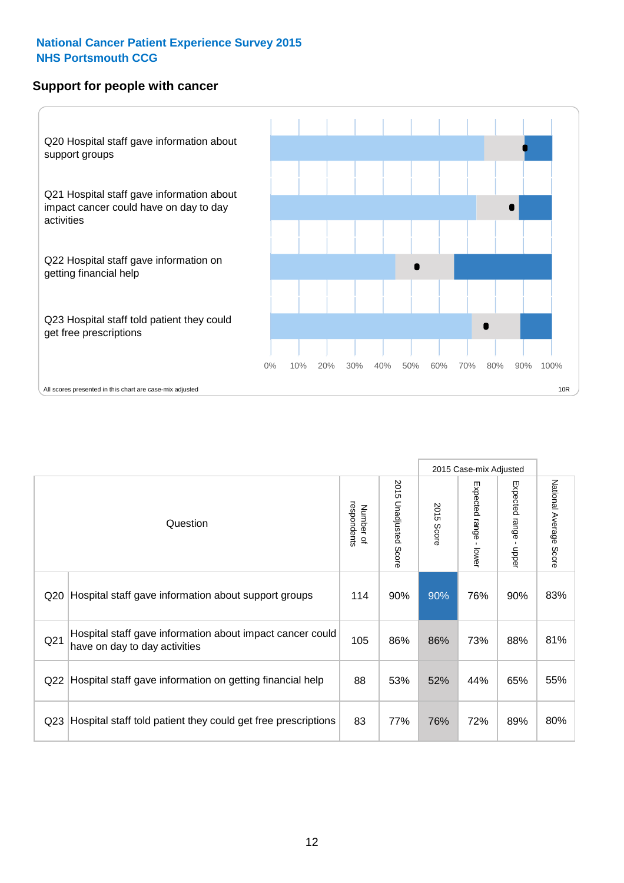National Cancer Patient Experience Survey 2015
NHS Portsmouth CCG

## Support for people with cancer

Q20 Hospital staff gave information about support groups

Q21 Hospital staff gave information about impact cancer could have on day to day activities

Q22 Hospital staff gave information on getting financial help

Q23 Hospital staff told patient they could get free prescriptions

0% 10% 20% 30% 40% 50% 60% 70% 80% 90% 100%

All scores presented in this chart are case-mix adjusted

10R

| Question | | Number of respondents | 2015 Unadjusted Score | 2015 Case-mix Adjusted: 2015 Score | 2015 Case-mix Adjusted: Expected range - lower | 2015 Case-mix Adjusted: Expected range - upper | National Average Score |
|---|---|---|---|---|---|---|---|
| Q20 | Hospital staff gave information about support groups | 114 | 90% | 90% | 76% | 90% | 83% |
| Q21 | Hospital staff gave information about impact cancer could have on day to day activities | 105 | 86% | 86% | 73% | 88% | 81% |
| Q22 | Hospital staff gave information on getting financial help | 88 | 53% | 52% | 44% | 65% | 55% |
| Q23 | Hospital staff told patient they could get free prescriptions | 83 | 77% | 76% | 72% | 89% | 80% |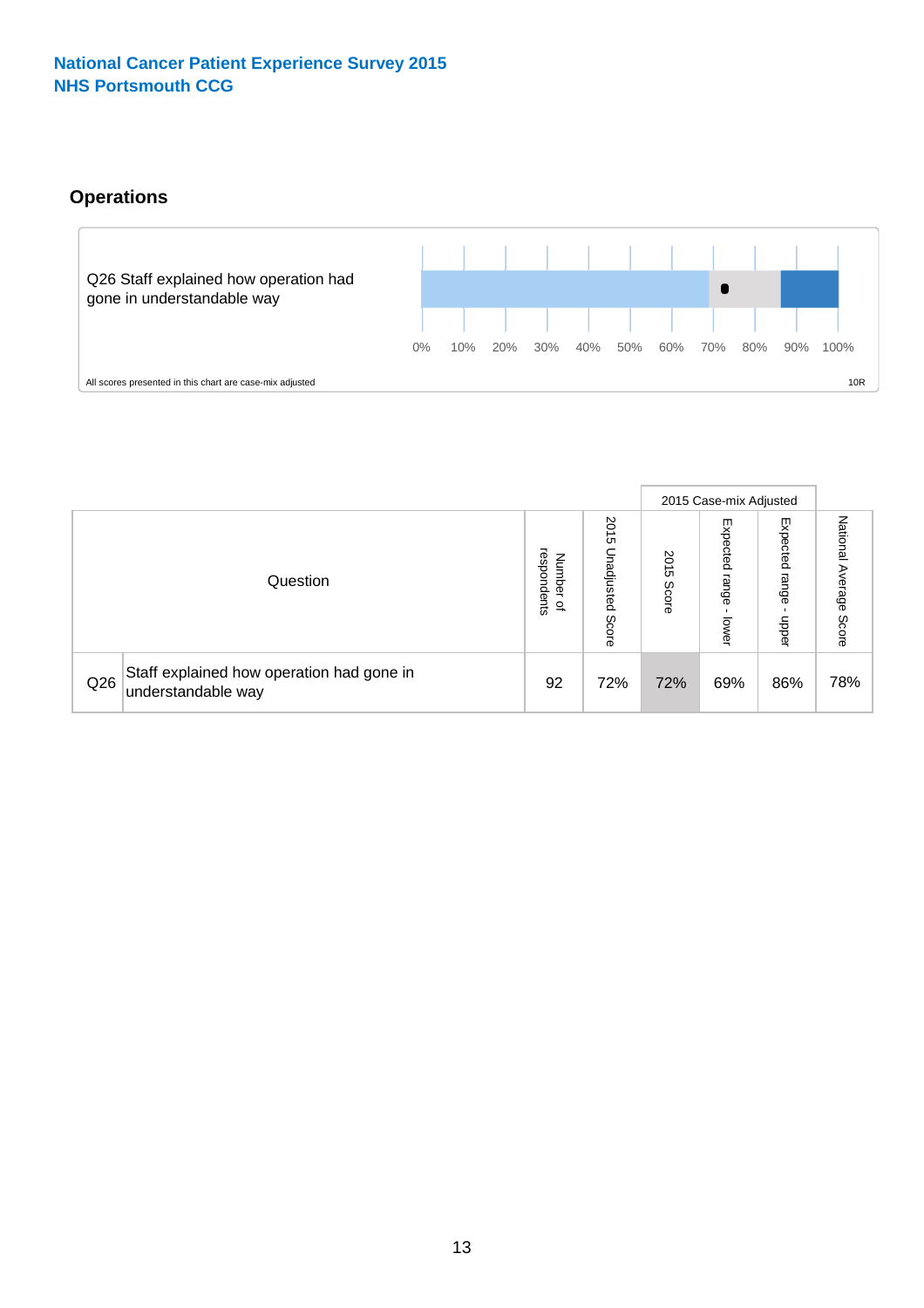**National Cancer Patient Experience Survey 2015**
**NHS Portsmouth CCG**

## Operations

Q26 Staff explained how operation had gone in understandable way

0% 10% 20% 30% 40% 50% 60% 70% 80% 90% 100%

All scores presented in this chart are case-mix adjusted

10R

| Question | | Number of respondents | 2015 Unadjusted Score | 2015 Case-mix Adjusted | | | National Average Score |
|---|---|---|---|---|---|---|---|
| | | | | 2015 Score | Expected range - lower | Expected range - upper | |
| Q26 | Staff explained how operation had gone in understandable way | 92 | 72% | 72% | 69% | 86% | 78% |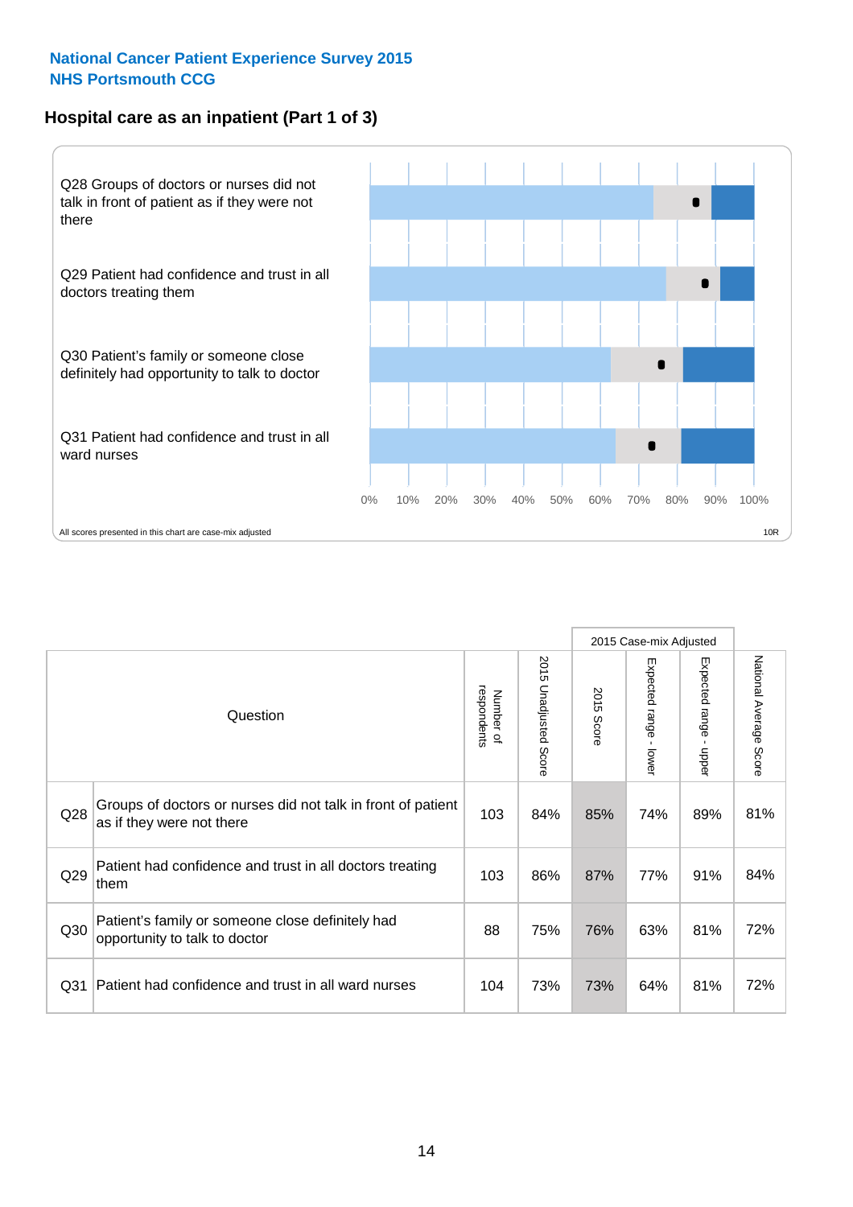**National Cancer Patient Experience Survey 2015**
**NHS Portsmouth CCG**

## Hospital care as an inpatient (Part 1 of 3)

Q28 Groups of doctors or nurses did not talk in front of patient as if they were not there

Q29 Patient had confidence and trust in all doctors treating them

Q30 Patient's family or someone close definitely had opportunity to talk to doctor

Q31 Patient had confidence and trust in all ward nurses

0% 10% 20% 30% 40% 50% 60% 70% 80% 90% 100%

All scores presented in this chart are case-mix adjusted

10R

| Question | | Number of respondents | 2015 Unadjusted Score | 2015 Case-mix Adjusted: 2015 Score | 2015 Case-mix Adjusted: Expected range - lower | 2015 Case-mix Adjusted: Expected range - upper | National Average Score |
|---|---|---|---|---|---|---|---|
| Q28 | Groups of doctors or nurses did not talk in front of patient as if they were not there | 103 | 84% | 85% | 74% | 89% | 81% |
| Q29 | Patient had confidence and trust in all doctors treating them | 103 | 86% | 87% | 77% | 91% | 84% |
| Q30 | Patient's family or someone close definitely had opportunity to talk to doctor | 88 | 75% | 76% | 63% | 81% | 72% |
| Q31 | Patient had confidence and trust in all ward nurses | 104 | 73% | 73% | 64% | 81% | 72% |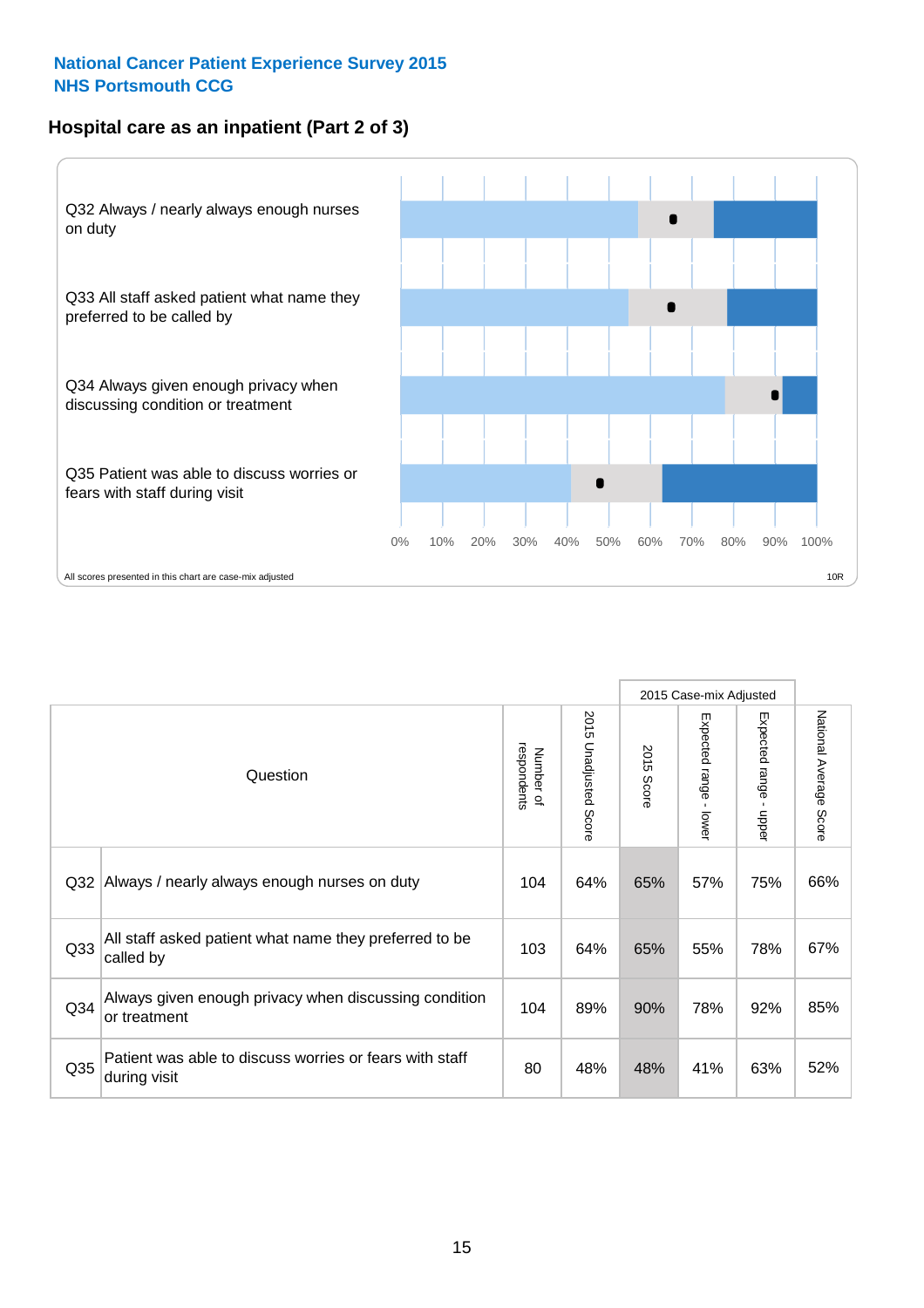**National Cancer Patient Experience Survey 2015**
**NHS Portsmouth CCG**

### Hospital care as an inpatient (Part 2 of 3)

Q32 Always / nearly always enough nurses on duty

Q33 All staff asked patient what name they preferred to be called by

Q34 Always given enough privacy when discussing condition or treatment

Q35 Patient was able to discuss worries or fears with staff during visit

0% 10% 20% 30% 40% 50% 60% 70% 80% 90% 100%

All scores presented in this chart are case-mix adjusted

10R

| Question | | Number of respondents | 2015 Unadjusted Score | 2015 Case-mix Adjusted: 2015 Score | 2015 Case-mix Adjusted: Expected range - lower | 2015 Case-mix Adjusted: Expected range - upper | National Average Score |
|---|---|---|---|---|---|---|---|
| Q32 | Always / nearly always enough nurses on duty | 104 | 64% | 65% | 57% | 75% | 66% |
| Q33 | All staff asked patient what name they preferred to be called by | 103 | 64% | 65% | 55% | 78% | 67% |
| Q34 | Always given enough privacy when discussing condition or treatment | 104 | 89% | 90% | 78% | 92% | 85% |
| Q35 | Patient was able to discuss worries or fears with staff during visit | 80 | 48% | 48% | 41% | 63% | 52% |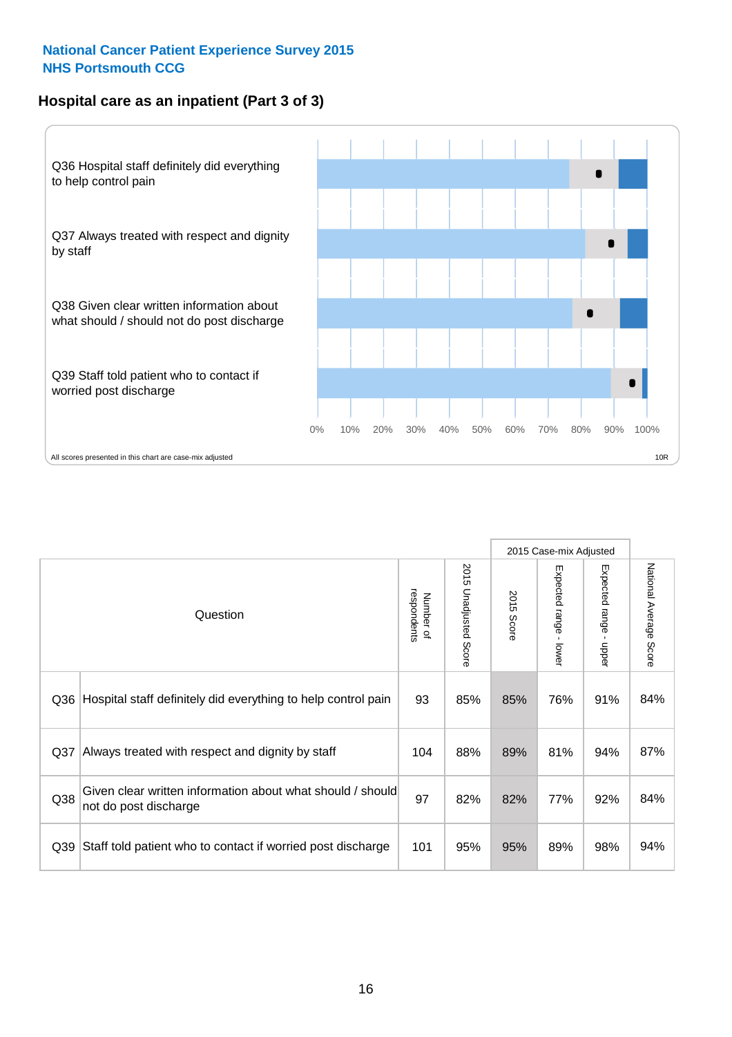National Cancer Patient Experience Survey 2015
NHS Portsmouth CCG

## Hospital care as an inpatient (Part 3 of 3)

Q36 Hospital staff definitely did everything to help control pain

Q37 Always treated with respect and dignity by staff

Q38 Given clear written information about what should / should not do post discharge

Q39 Staff told patient who to contact if worried post discharge

0% 10% 20% 30% 40% 50% 60% 70% 80% 90% 100%

All scores presented in this chart are case-mix adjusted

10R

| | Question | Number of respondents | 2015 Unadjusted Score | 2015 Case-mix Adjusted | | | National Average Score |
|---|---|---|---|---|---|---|---|
| | | | | 2015 Score | Expected range - lower | Expected range - upper | |
| Q36 | Hospital staff definitely did everything to help control pain | 93 | 85% | 85% | 76% | 91% | 84% |
| Q37 | Always treated with respect and dignity by staff | 104 | 88% | 89% | 81% | 94% | 87% |
| Q38 | Given clear written information about what should / should not do post discharge | 97 | 82% | 82% | 77% | 92% | 84% |
| Q39 | Staff told patient who to contact if worried post discharge | 101 | 95% | 95% | 89% | 98% | 94% |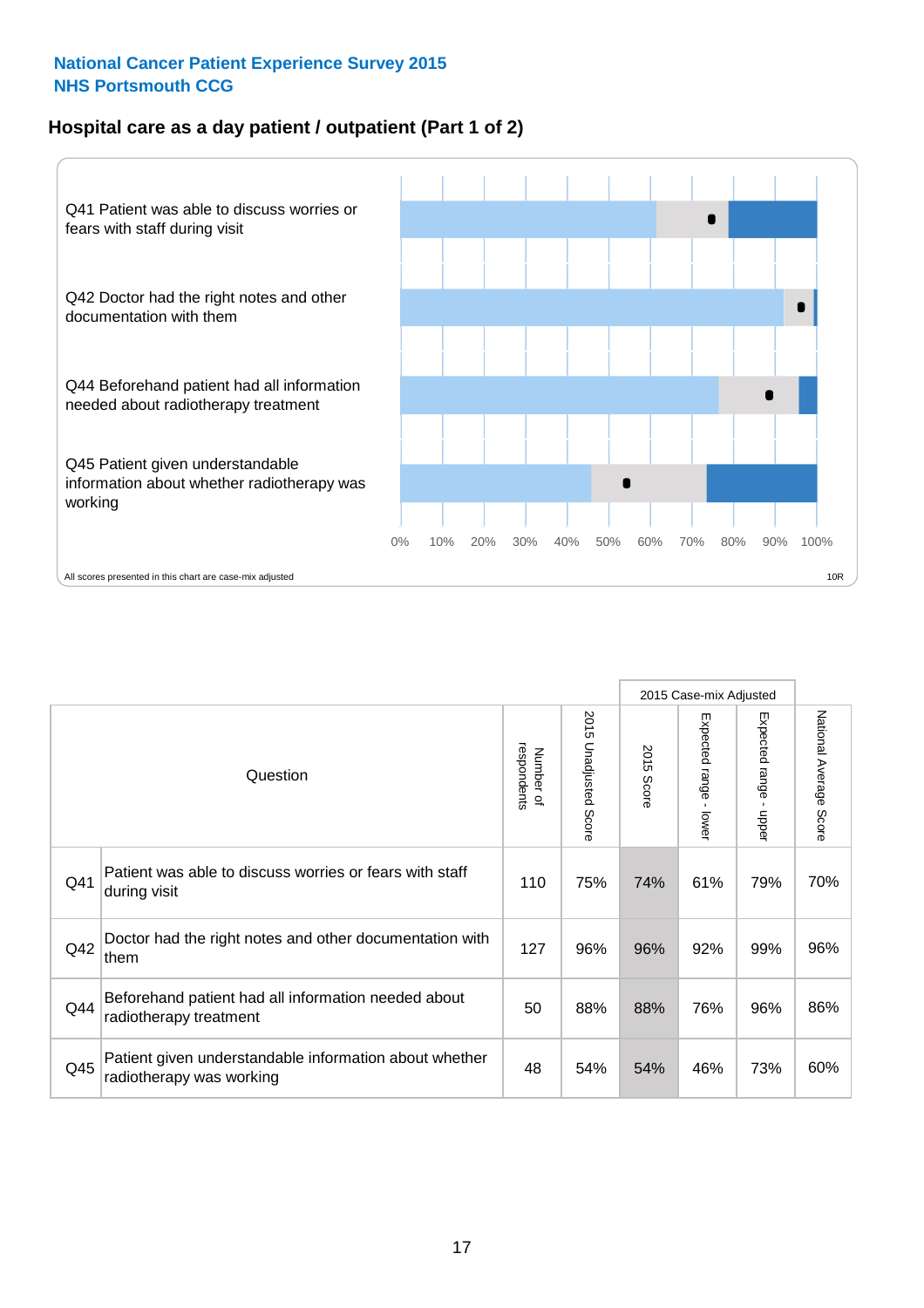**National Cancer Patient Experience Survey 2015**
**NHS Portsmouth CCG**

## Hospital care as a day patient / outpatient (Part 1 of 2)

Q41 Patient was able to discuss worries or fears with staff during visit

Q42 Doctor had the right notes and other documentation with them

Q44 Beforehand patient had all information needed about radiotherapy treatment

Q45 Patient given understandable information about whether radiotherapy was working

0% 10% 20% 30% 40% 50% 60% 70% 80% 90% 100%

All scores presented in this chart are case-mix adjusted

10R

| Question | | Number of respondents | 2015 Unadjusted Score | 2015 Case-mix Adjusted | | | National Average Score |
|---|---|---|---|---|---|---|---|
| | | | | 2015 Score | Expected range - lower | Expected range - upper | |
| Q41 | Patient was able to discuss worries or fears with staff during visit | 110 | 75% | 74% | 61% | 79% | 70% |
| Q42 | Doctor had the right notes and other documentation with them | 127 | 96% | 96% | 92% | 99% | 96% |
| Q44 | Beforehand patient had all information needed about radiotherapy treatment | 50 | 88% | 88% | 76% | 96% | 86% |
| Q45 | Patient given understandable information about whether radiotherapy was working | 48 | 54% | 54% | 46% | 73% | 60% |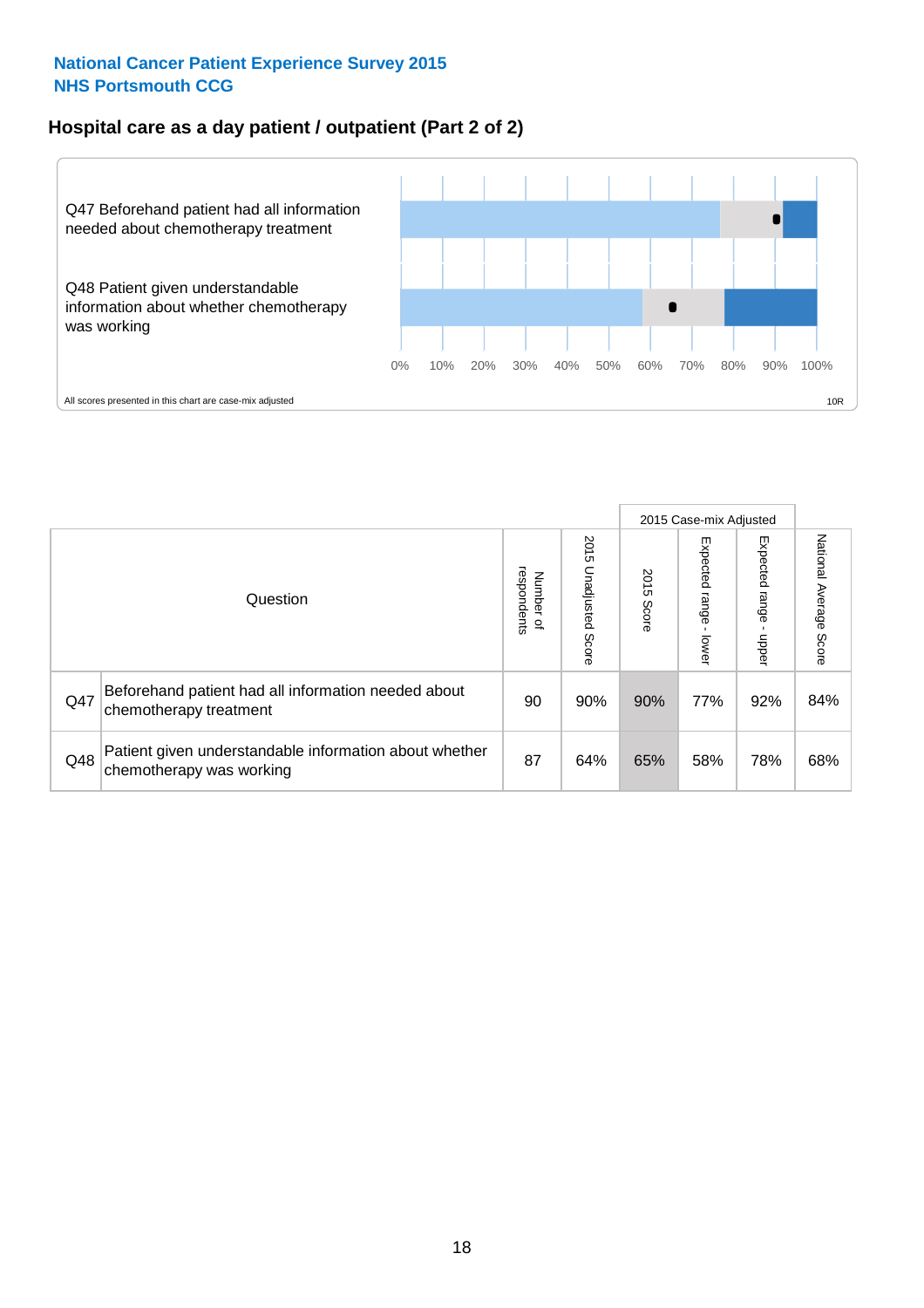# National Cancer Patient Experience Survey 2015
# NHS Portsmouth CCG

## Hospital care as a day patient / outpatient (Part 2 of 2)

Q47 Beforehand patient had all information needed about chemotherapy treatment

Q48 Patient given understandable information about whether chemotherapy was working

0% 10% 20% 30% 40% 50% 60% 70% 80% 90% 100%

All scores presented in this chart are case-mix adjusted

10R

| Question | | Number of respondents | 2015 Unadjusted Score | 2015 Case-mix Adjusted: 2015 Score | 2015 Case-mix Adjusted: Expected range - lower | 2015 Case-mix Adjusted: Expected range - upper | National Average Score |
|---|---|---|---|---|---|---|---|
| Q47 | Beforehand patient had all information needed about chemotherapy treatment | 90 | 90% | 90% | 77% | 92% | 84% |
| Q48 | Patient given understandable information about whether chemotherapy was working | 87 | 64% | 65% | 58% | 78% | 68% |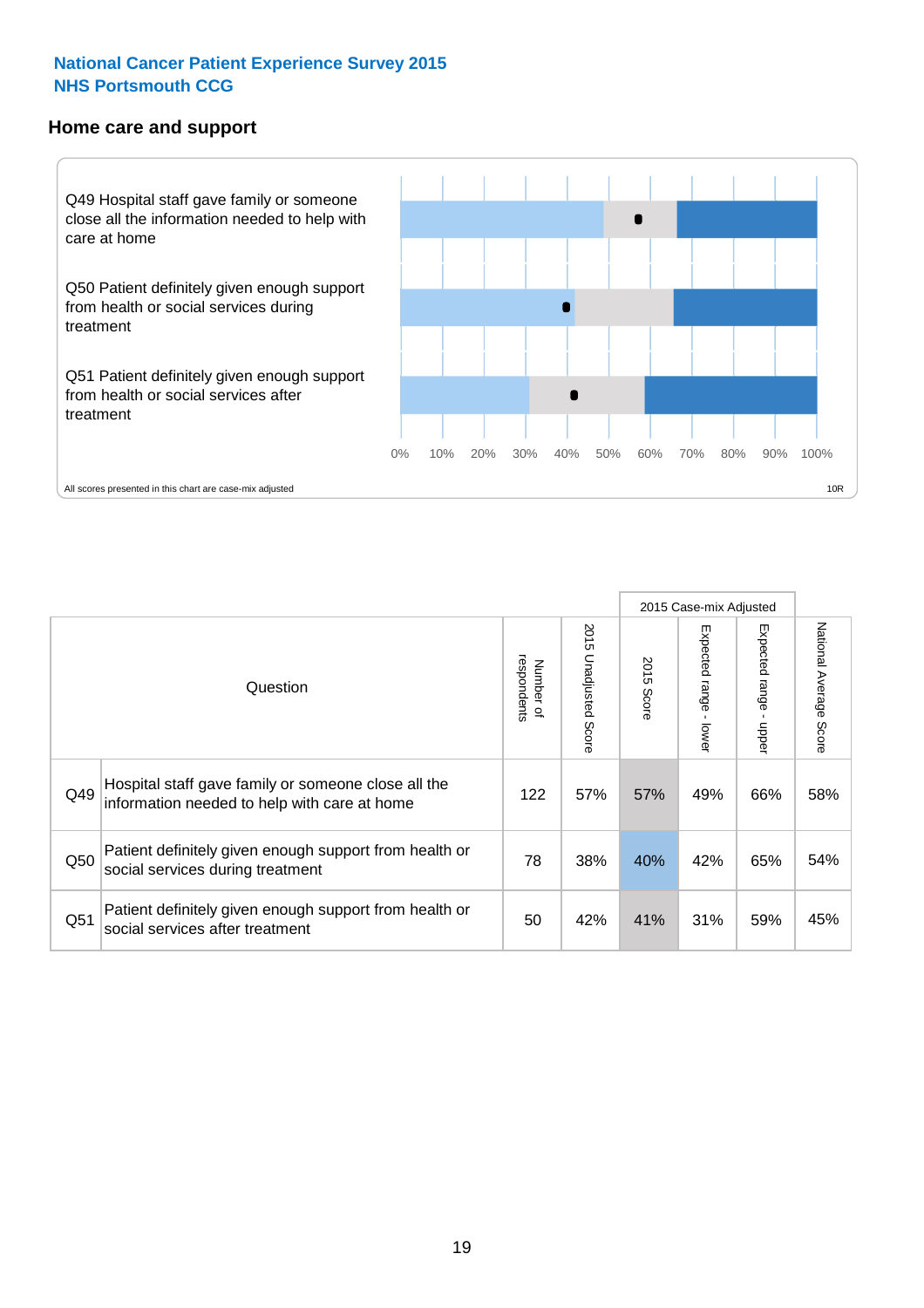**National Cancer Patient Experience Survey 2015**
**NHS Portsmouth CCG**

## Home care and support

Q49 Hospital staff gave family or someone close all the information needed to help with care at home

Q50 Patient definitely given enough support from health or social services during treatment

Q51 Patient definitely given enough support from health or social services after treatment

0% 10% 20% 30% 40% 50% 60% 70% 80% 90% 100%

All scores presented in this chart are case-mix adjusted

10R

| | Question | Number of respondents | 2015 Unadjusted Score | 2015 Case-mix Adjusted | | | National Average Score |
|---|---|---|---|---|---|---|---|
| | | | | 2015 Score | Expected range - lower | Expected range - upper | |
| Q49 | Hospital staff gave family or someone close all the information needed to help with care at home | 122 | 57% | 57% | 49% | 66% | 58% |
| Q50 | Patient definitely given enough support from health or social services during treatment | 78 | 38% | 40% | 42% | 65% | 54% |
| Q51 | Patient definitely given enough support from health or social services after treatment | 50 | 42% | 41% | 31% | 59% | 45% |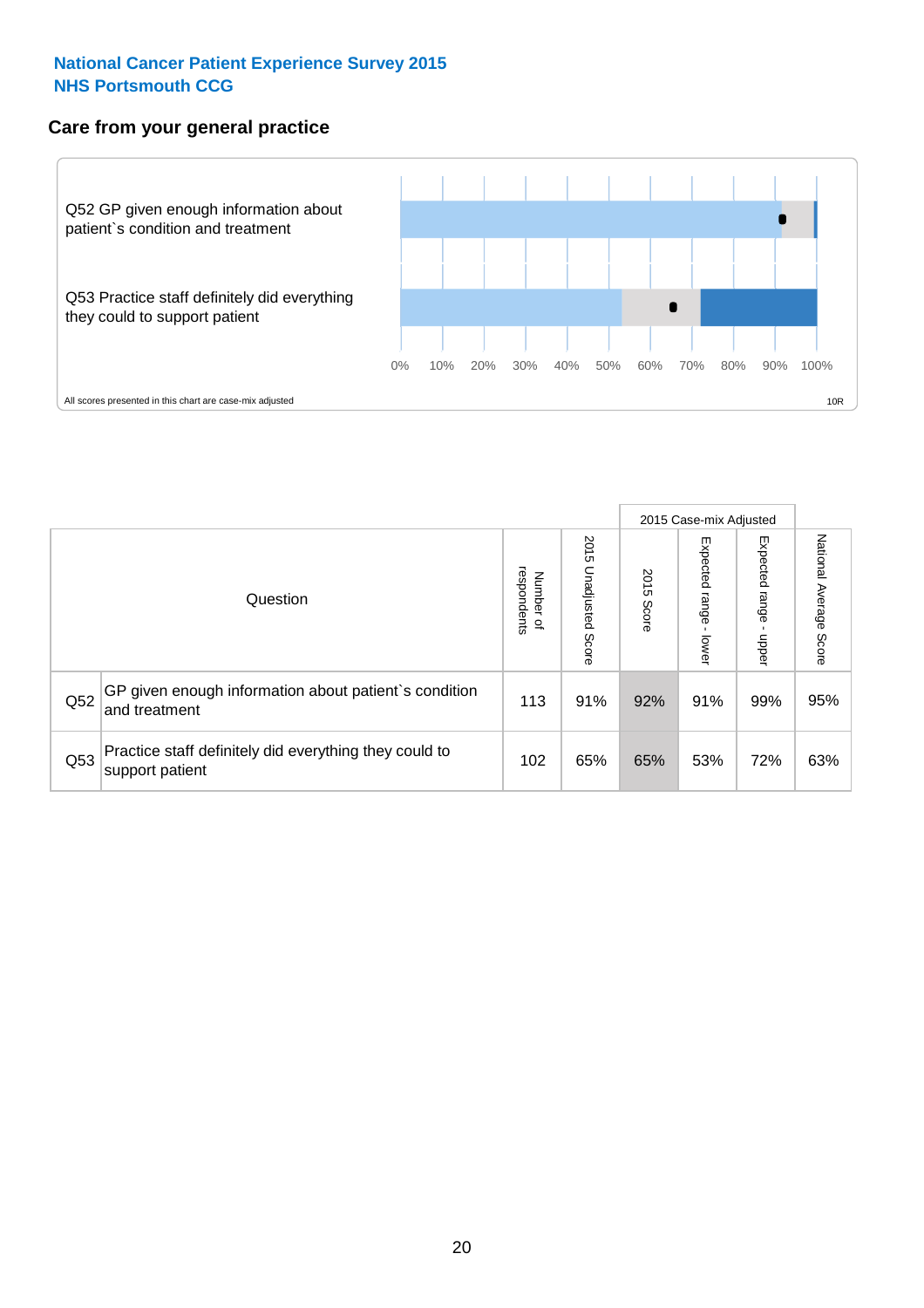**National Cancer Patient Experience Survey 2015**
**NHS Portsmouth CCG**

## Care from your general practice

Q52 GP given enough information about patient`s condition and treatment

Q53 Practice staff definitely did everything they could to support patient

0% 10% 20% 30% 40% 50% 60% 70% 80% 90% 100%

All scores presented in this chart are case-mix adjusted

10R

| | Question | Number of respondents | 2015 Unadjusted Score | 2015 Case-mix Adjusted 2015 Score | 2015 Case-mix Adjusted Expected range - lower | 2015 Case-mix Adjusted Expected range - upper | National Average Score |
|---|---|---|---|---|---|---|---|
| Q52 | GP given enough information about patient`s condition and treatment | 113 | 91% | 92% | 91% | 99% | 95% |
| Q53 | Practice staff definitely did everything they could to support patient | 102 | 65% | 65% | 53% | 72% | 63% |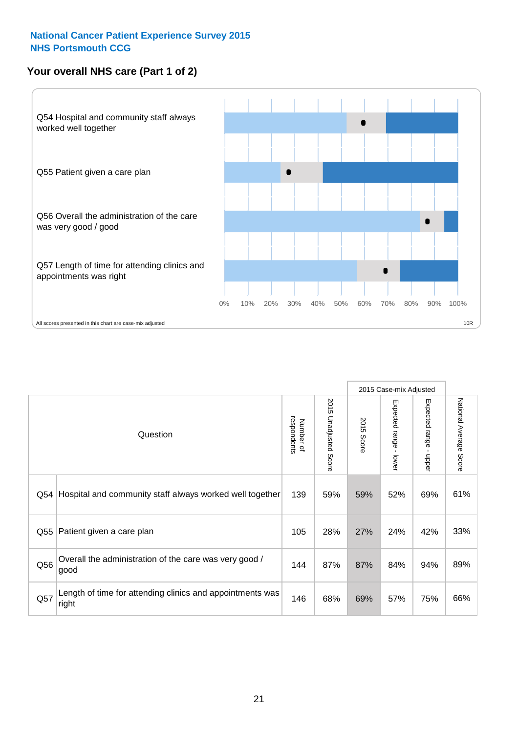**National Cancer Patient Experience Survey 2015**
**NHS Portsmouth CCG**

## Your overall NHS care (Part 1 of 2)

Q54 Hospital and community staff always worked well together

Q55 Patient given a care plan

Q56 Overall the administration of the care was very good / good

Q57 Length of time for attending clinics and appointments was right

0% 10% 20% 30% 40% 50% 60% 70% 80% 90% 100%

All scores presented in this chart are case-mix adjusted

10R

| | Question | Number of respondents | 2015 Unadjusted Score | 2015 Case-mix Adjusted | | | National Average Score |
|---|---|---|---|---|---|---|---|
| | | | | 2015 Score | Expected range - lower | Expected range - upper | |
| Q54 | Hospital and community staff always worked well together | 139 | 59% | 59% | 52% | 69% | 61% |
| Q55 | Patient given a care plan | 105 | 28% | 27% | 24% | 42% | 33% |
| Q56 | Overall the administration of the care was very good / good | 144 | 87% | 87% | 84% | 94% | 89% |
| Q57 | Length of time for attending clinics and appointments was right | 146 | 68% | 69% | 57% | 75% | 66% |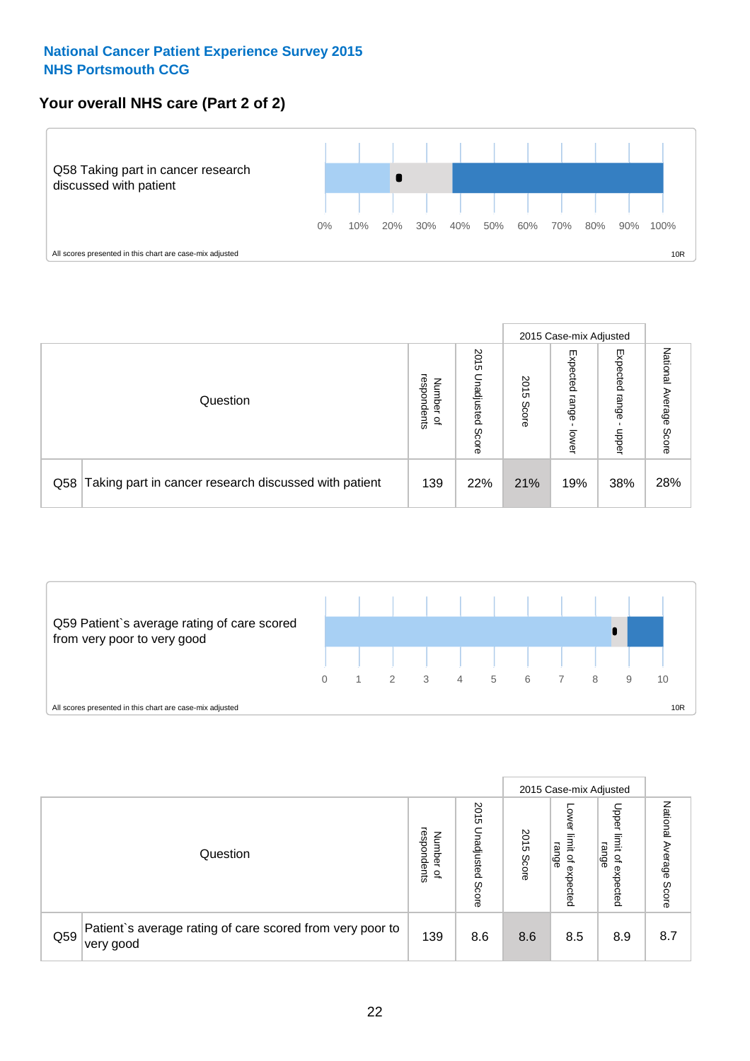National Cancer Patient Experience Survey 2015
NHS Portsmouth CCG

## Your overall NHS care (Part 2 of 2)

Q58 Taking part in cancer research discussed with patient

0% 10% 20% 30% 40% 50% 60% 70% 80% 90% 100%

All scores presented in this chart are case-mix adjusted

10R

| Question | | Number of respondents | 2015 Unadjusted Score | 2015 Case-mix Adjusted: 2015 Score | 2015 Case-mix Adjusted: Expected range - lower | 2015 Case-mix Adjusted: Expected range - upper | National Average Score |
|---|---|---|---|---|---|---|---|
| Q58 | Taking part in cancer research discussed with patient | 139 | 22% | 21% | 19% | 38% | 28% |

Q59 Patient`s average rating of care scored from very poor to very good

0 1 2 3 4 5 6 7 8 9 10

All scores presented in this chart are case-mix adjusted

10R

| Question | | Number of respondents | 2015 Unadjusted Score | 2015 Case-mix Adjusted: 2015 Score | 2015 Case-mix Adjusted: Lower limit of expected range | 2015 Case-mix Adjusted: Upper limit of expected range | National Average Score |
|---|---|---|---|---|---|---|---|
| Q59 | Patient`s average rating of care scored from very poor to very good | 139 | 8.6 | 8.6 | 8.5 | 8.9 | 8.7 |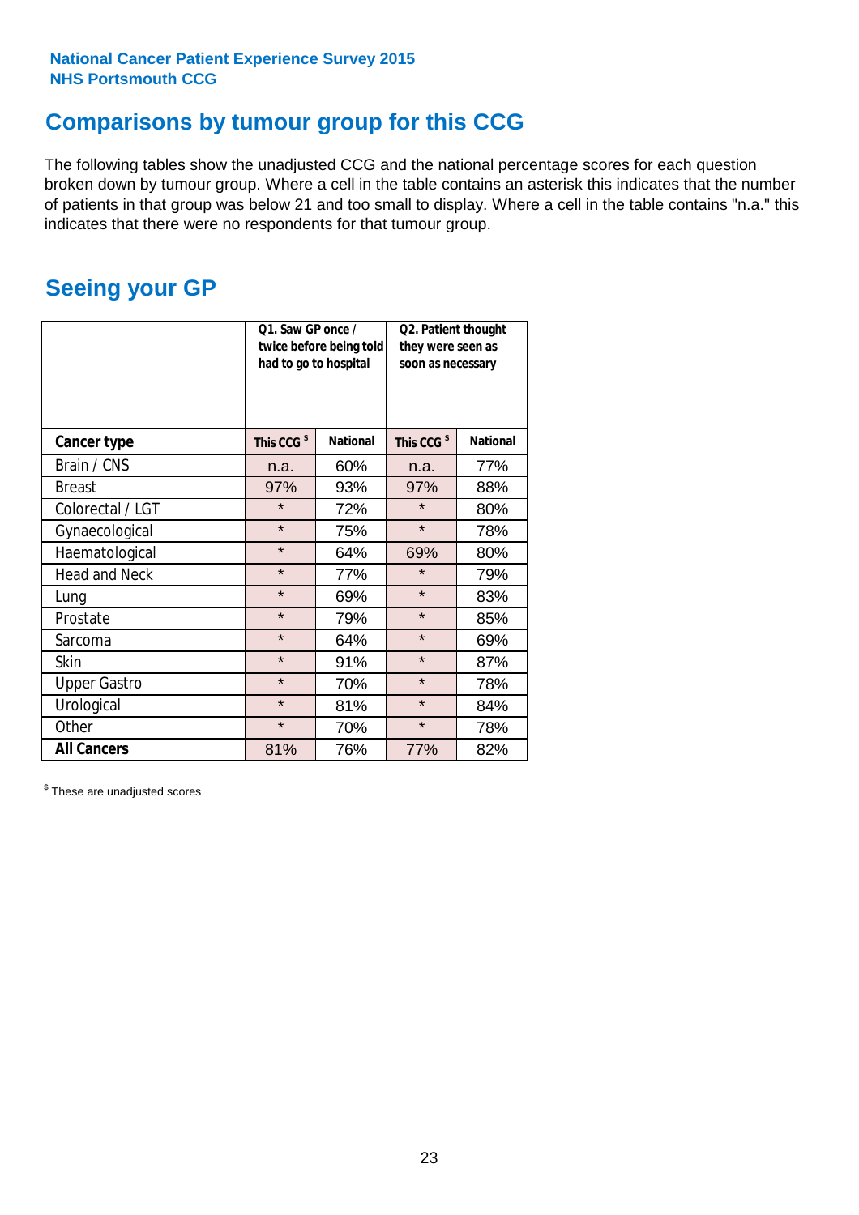**National Cancer Patient Experience Survey 2015**
**NHS Portsmouth CCG**

## Comparisons by tumour group for this CCG

The following tables show the unadjusted CCG and the national percentage scores for each question broken down by tumour group. Where a cell in the table contains an asterisk this indicates that the number of patients in that group was below 21 and too small to display. Where a cell in the table contains "n.a." this indicates that there were no respondents for that tumour group.

## Seeing your GP

| | Q1. Saw GP once / twice before being told had to go to hospital | | Q2. Patient thought they were seen as soon as necessary | |
|---|---|---|---|---|
| **Cancer type** | **This CCG $** | **National** | **This CCG $** | **National** |
| Brain / CNS | n.a. | 60% | n.a. | 77% |
| Breast | 97% | 93% | 97% | 88% |
| Colorectal / LGT | * | 72% | * | 80% |
| Gynaecological | * | 75% | * | 78% |
| Haematological | * | 64% | 69% | 80% |
| Head and Neck | * | 77% | * | 79% |
| Lung | * | 69% | * | 83% |
| Prostate | * | 79% | * | 85% |
| Sarcoma | * | 64% | * | 69% |
| Skin | * | 91% | * | 87% |
| Upper Gastro | * | 70% | * | 78% |
| Urological | * | 81% | * | 84% |
| Other | * | 70% | * | 78% |
| **All Cancers** | 81% | 76% | 77% | 82% |

$ These are unadjusted scores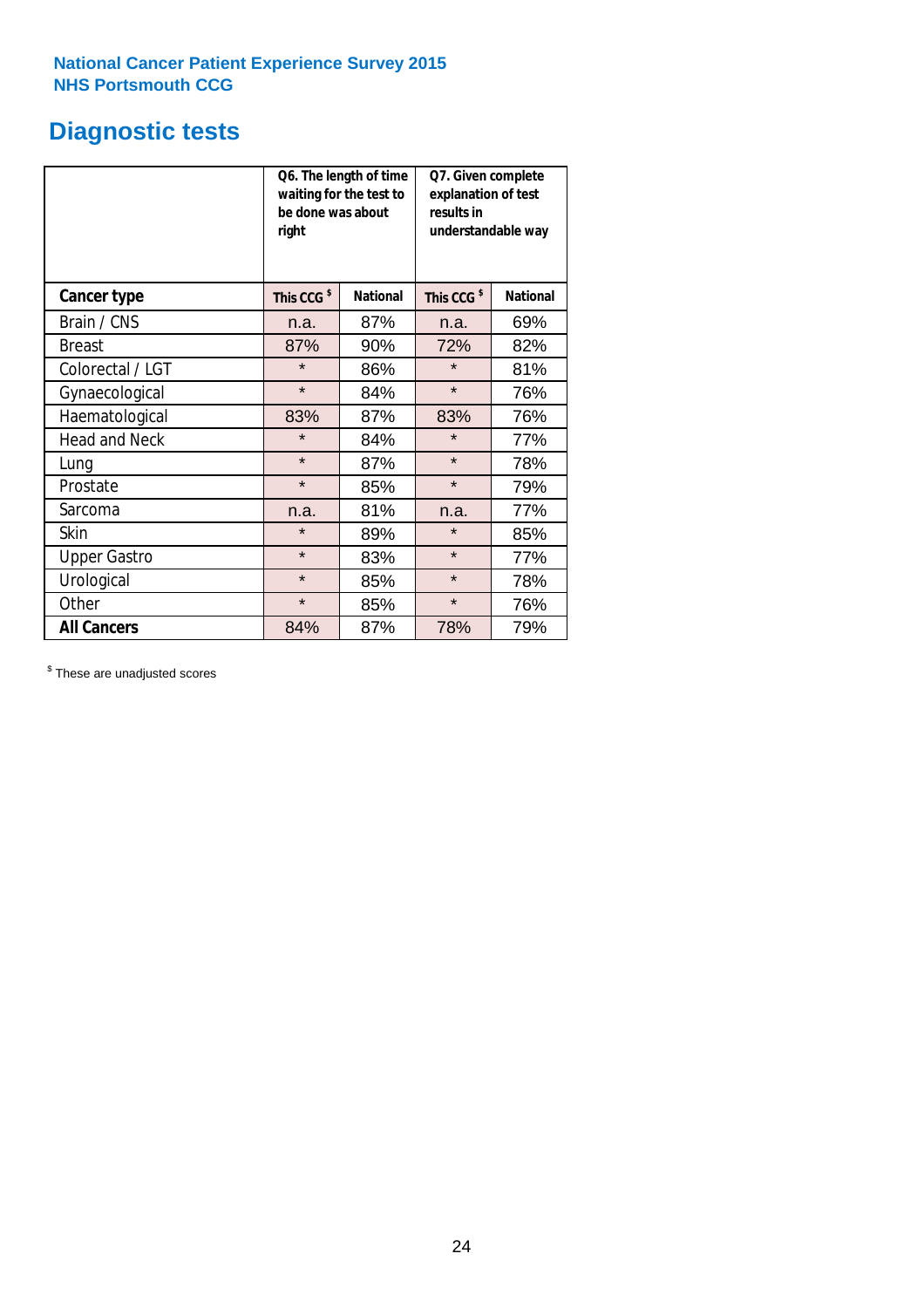National Cancer Patient Experience Survey 2015
NHS Portsmouth CCG

# Diagnostic tests

| | Q6. The length of time waiting for the test to be done was about right | | Q7. Given complete explanation of test results in understandable way | |
|---|---|---|---|---|
| **Cancer type** | This CCG [$] | National | This CCG [$] | National |
| Brain / CNS | n.a. | 87% | n.a. | 69% |
| Breast | 87% | 90% | 72% | 82% |
| Colorectal / LGT | * | 86% | * | 81% |
| Gynaecological | * | 84% | * | 76% |
| Haematological | 83% | 87% | 83% | 76% |
| Head and Neck | * | 84% | * | 77% |
| Lung | * | 87% | * | 78% |
| Prostate | * | 85% | * | 79% |
| Sarcoma | n.a. | 81% | n.a. | 77% |
| Skin | * | 89% | * | 85% |
| Upper Gastro | * | 83% | * | 77% |
| Urological | * | 85% | * | 78% |
| Other | * | 85% | * | 76% |
| **All Cancers** | 84% | 87% | 78% | 79% |

[$] These are unadjusted scores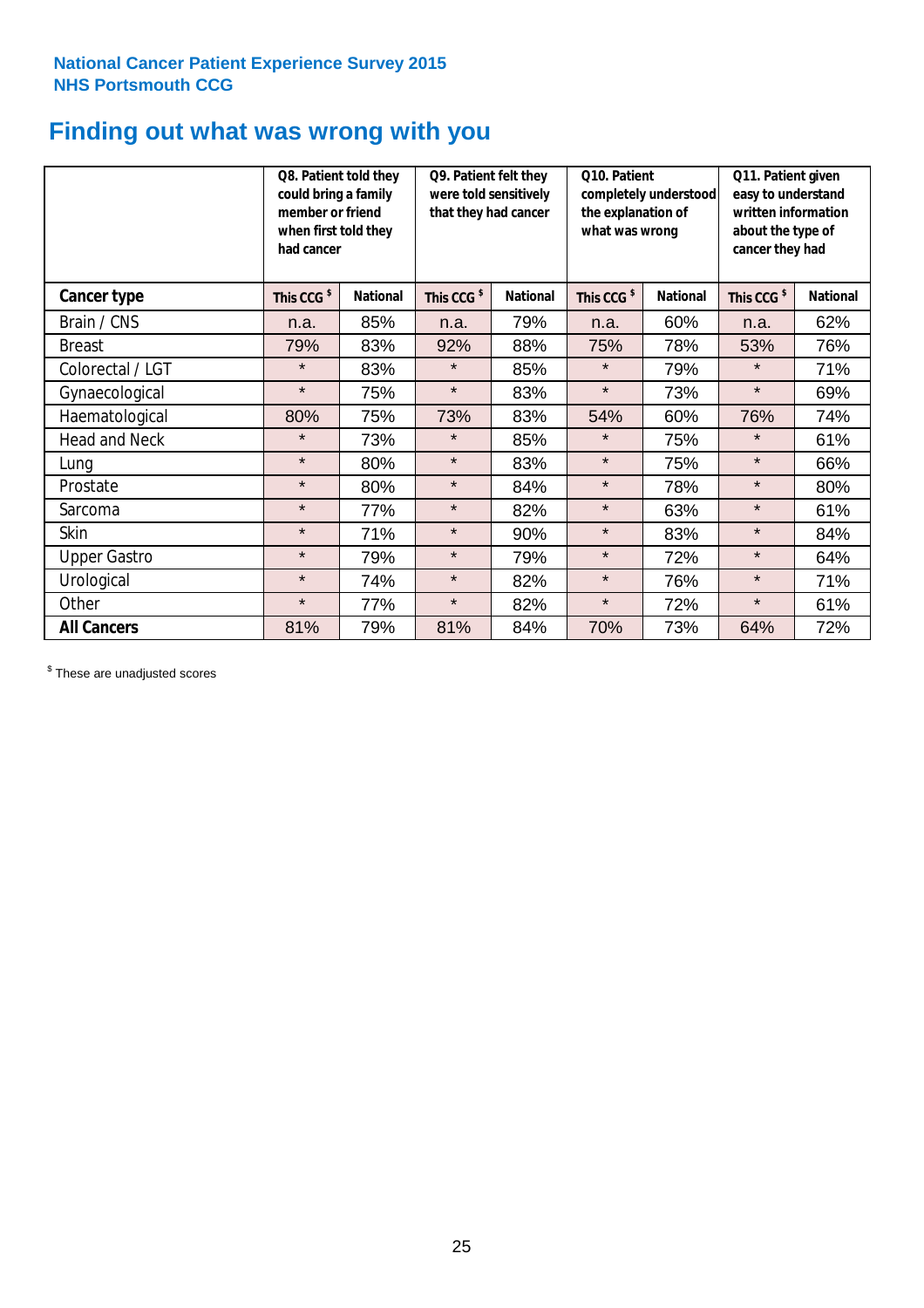**National Cancer Patient Experience Survey 2015**
**NHS Portsmouth CCG**

# Finding out what was wrong with you

| | Q8. Patient told they could bring a family member or friend when first told they had cancer | | Q9. Patient felt they were told sensitively that they had cancer | | Q10. Patient completely understood the explanation of what was wrong | | Q11. Patient given easy to understand written information about the type of cancer they had | |
|---|---|---|---|---|---|---|---|---|
| **Cancer type** | This CCG $ | National | This CCG $ | National | This CCG $ | National | This CCG $ | National |
| Brain / CNS | n.a. | 85% | n.a. | 79% | n.a. | 60% | n.a. | 62% |
| Breast | 79% | 83% | 92% | 88% | 75% | 78% | 53% | 76% |
| Colorectal / LGT | * | 83% | * | 85% | * | 79% | * | 71% |
| Gynaecological | * | 75% | * | 83% | * | 73% | * | 69% |
| Haematological | 80% | 75% | 73% | 83% | 54% | 60% | 76% | 74% |
| Head and Neck | * | 73% | * | 85% | * | 75% | * | 61% |
| Lung | * | 80% | * | 83% | * | 75% | * | 66% |
| Prostate | * | 80% | * | 84% | * | 78% | * | 80% |
| Sarcoma | * | 77% | * | 82% | * | 63% | * | 61% |
| Skin | * | 71% | * | 90% | * | 83% | * | 84% |
| Upper Gastro | * | 79% | * | 79% | * | 72% | * | 64% |
| Urological | * | 74% | * | 82% | * | 76% | * | 71% |
| Other | * | 77% | * | 82% | * | 72% | * | 61% |
| **All Cancers** | 81% | 79% | 81% | 84% | 70% | 73% | 64% | 72% |

$ These are unadjusted scores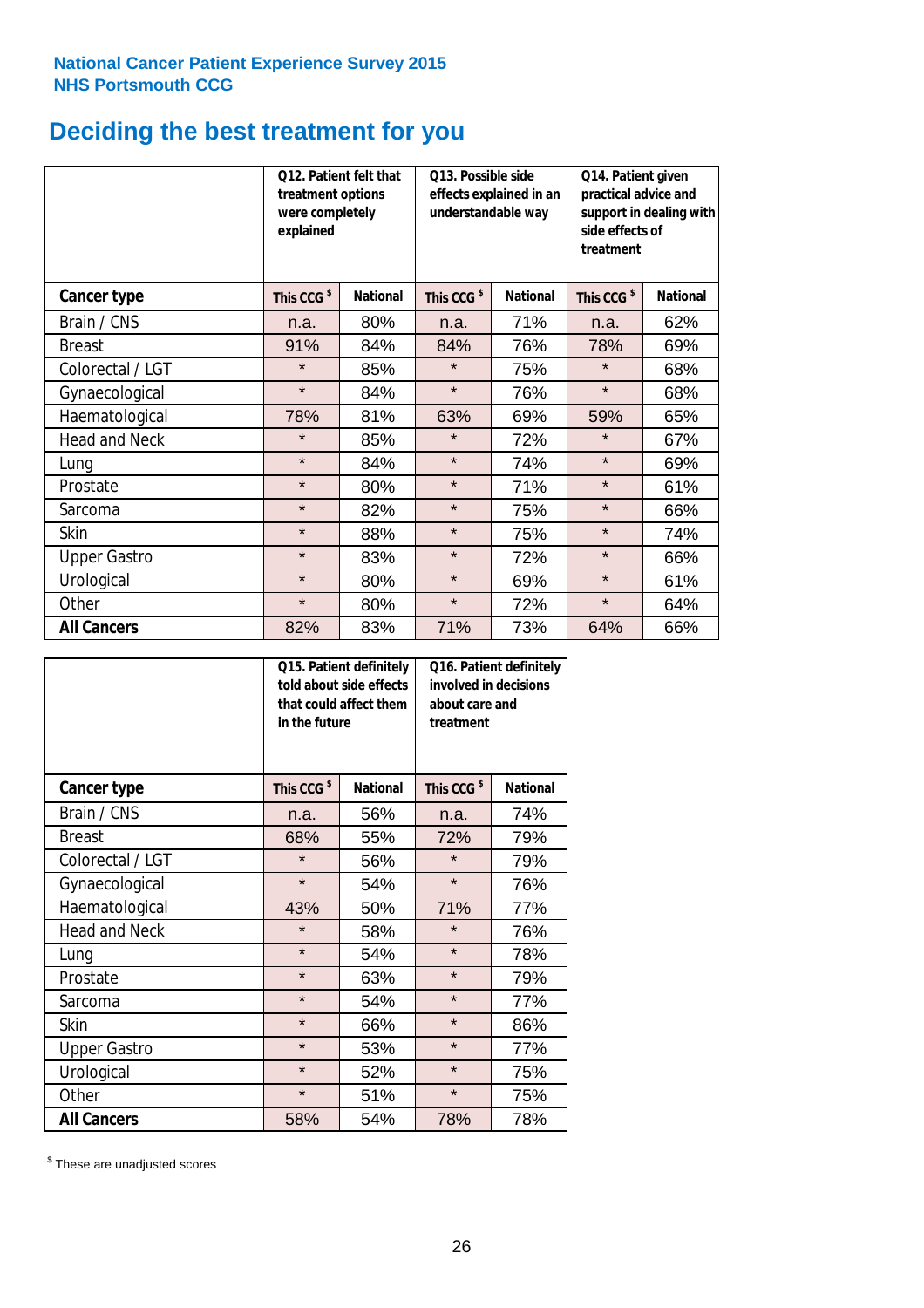National Cancer Patient Experience Survey 2015
NHS Portsmouth CCG

# Deciding the best treatment for you

| | Q12. Patient felt that treatment options were completely explained | | Q13. Possible side effects explained in an understandable way | | Q14. Patient given practical advice and support in dealing with side effects of treatment | |
|---|---|---|---|---|---|---|
| **Cancer type** | **This CCG $** | **National** | **This CCG $** | **National** | **This CCG $** | **National** |
| Brain / CNS | n.a. | 80% | n.a. | 71% | n.a. | 62% |
| Breast | 91% | 84% | 84% | 76% | 78% | 69% |
| Colorectal / LGT | * | 85% | * | 75% | * | 68% |
| Gynaecological | * | 84% | * | 76% | * | 68% |
| Haematological | 78% | 81% | 63% | 69% | 59% | 65% |
| Head and Neck | * | 85% | * | 72% | * | 67% |
| Lung | * | 84% | * | 74% | * | 69% |
| Prostate | * | 80% | * | 71% | * | 61% |
| Sarcoma | * | 82% | * | 75% | * | 66% |
| Skin | * | 88% | * | 75% | * | 74% |
| Upper Gastro | * | 83% | * | 72% | * | 66% |
| Urological | * | 80% | * | 69% | * | 61% |
| Other | * | 80% | * | 72% | * | 64% |
| **All Cancers** | 82% | 83% | 71% | 73% | 64% | 66% |

| | Q15. Patient definitely told about side effects that could affect them in the future | | Q16. Patient definitely involved in decisions about care and treatment | |
|---|---|---|---|---|
| **Cancer type** | **This CCG $** | **National** | **This CCG $** | **National** |
| Brain / CNS | n.a. | 56% | n.a. | 74% |
| Breast | 68% | 55% | 72% | 79% |
| Colorectal / LGT | * | 56% | * | 79% |
| Gynaecological | * | 54% | * | 76% |
| Haematological | 43% | 50% | 71% | 77% |
| Head and Neck | * | 58% | * | 76% |
| Lung | * | 54% | * | 78% |
| Prostate | * | 63% | * | 79% |
| Sarcoma | * | 54% | * | 77% |
| Skin | * | 66% | * | 86% |
| Upper Gastro | * | 53% | * | 77% |
| Urological | * | 52% | * | 75% |
| Other | * | 51% | * | 75% |
| **All Cancers** | 58% | 54% | 78% | 78% |

$ These are unadjusted scores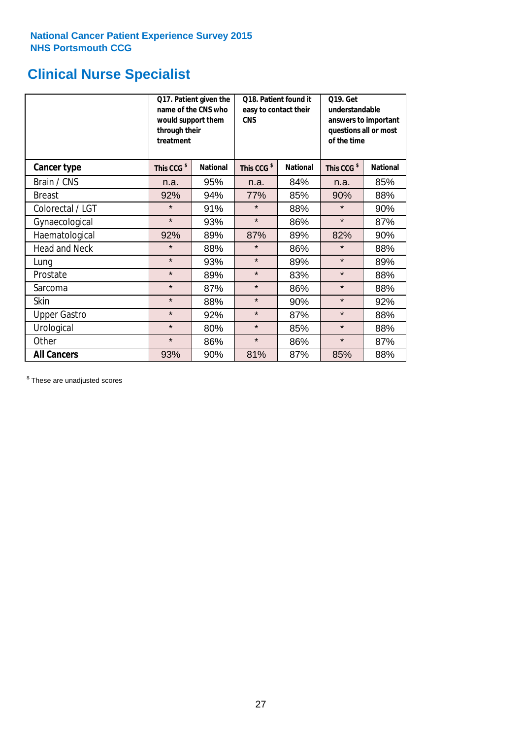National Cancer Patient Experience Survey 2015
NHS Portsmouth CCG

## Clinical Nurse Specialist

| | Q17. Patient given the name of the CNS who would support them through their treatment | | Q18. Patient found it easy to contact their CNS | | Q19. Get understandable answers to important questions all or most of the time | |
|---|---|---|---|---|---|---|
| **Cancer type** | **This CCG $** | **National** | **This CCG $** | **National** | **This CCG $** | **National** |
| Brain / CNS | n.a. | 95% | n.a. | 84% | n.a. | 85% |
| Breast | 92% | 94% | 77% | 85% | 90% | 88% |
| Colorectal / LGT | * | 91% | * | 88% | * | 90% |
| Gynaecological | * | 93% | * | 86% | * | 87% |
| Haematological | 92% | 89% | 87% | 89% | 82% | 90% |
| Head and Neck | * | 88% | * | 86% | * | 88% |
| Lung | * | 93% | * | 89% | * | 89% |
| Prostate | * | 89% | * | 83% | * | 88% |
| Sarcoma | * | 87% | * | 86% | * | 88% |
| Skin | * | 88% | * | 90% | * | 92% |
| Upper Gastro | * | 92% | * | 87% | * | 88% |
| Urological | * | 80% | * | 85% | * | 88% |
| Other | * | 86% | * | 86% | * | 87% |
| **All Cancers** | 93% | 90% | 81% | 87% | 85% | 88% |

$ These are unadjusted scores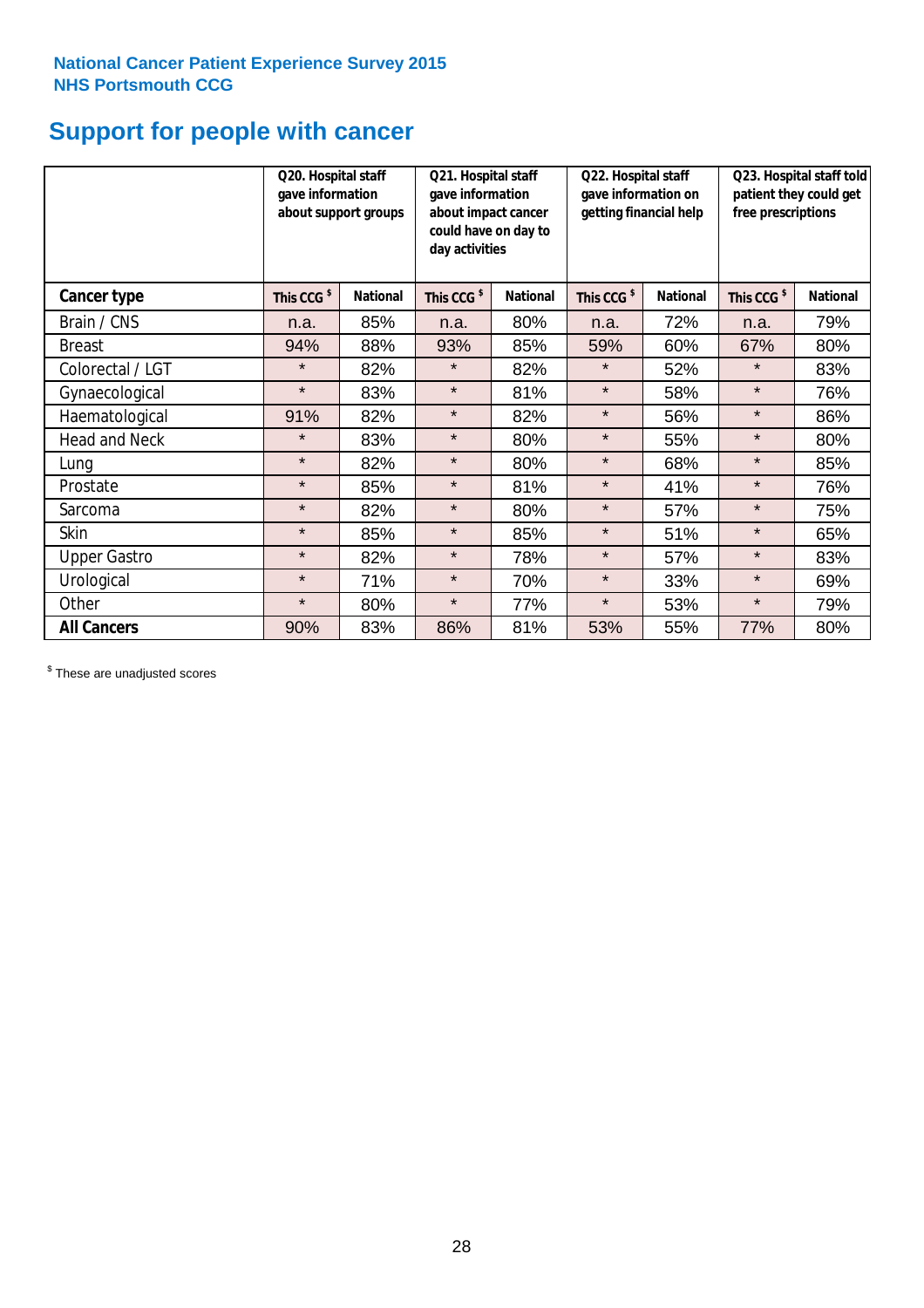National Cancer Patient Experience Survey 2015
NHS Portsmouth CCG

# Support for people with cancer

| | Q20. Hospital staff gave information about support groups | | Q21. Hospital staff gave information about impact cancer could have on day to day activities | | Q22. Hospital staff gave information on getting financial help | | Q23. Hospital staff told patient they could get free prescriptions | |
|---|---|---|---|---|---|---|---|---|
| **Cancer type** | **This CCG $** | **National** | **This CCG $** | **National** | **This CCG $** | **National** | **This CCG $** | **National** |
| Brain / CNS | n.a. | 85% | n.a. | 80% | n.a. | 72% | n.a. | 79% |
| Breast | 94% | 88% | 93% | 85% | 59% | 60% | 67% | 80% |
| Colorectal / LGT | * | 82% | * | 82% | * | 52% | * | 83% |
| Gynaecological | * | 83% | * | 81% | * | 58% | * | 76% |
| Haematological | 91% | 82% | * | 82% | * | 56% | * | 86% |
| Head and Neck | * | 83% | * | 80% | * | 55% | * | 80% |
| Lung | * | 82% | * | 80% | * | 68% | * | 85% |
| Prostate | * | 85% | * | 81% | * | 41% | * | 76% |
| Sarcoma | * | 82% | * | 80% | * | 57% | * | 75% |
| Skin | * | 85% | * | 85% | * | 51% | * | 65% |
| Upper Gastro | * | 82% | * | 78% | * | 57% | * | 83% |
| Urological | * | 71% | * | 70% | * | 33% | * | 69% |
| Other | * | 80% | * | 77% | * | 53% | * | 79% |
| **All Cancers** | 90% | 83% | 86% | 81% | 53% | 55% | 77% | 80% |

$ These are unadjusted scores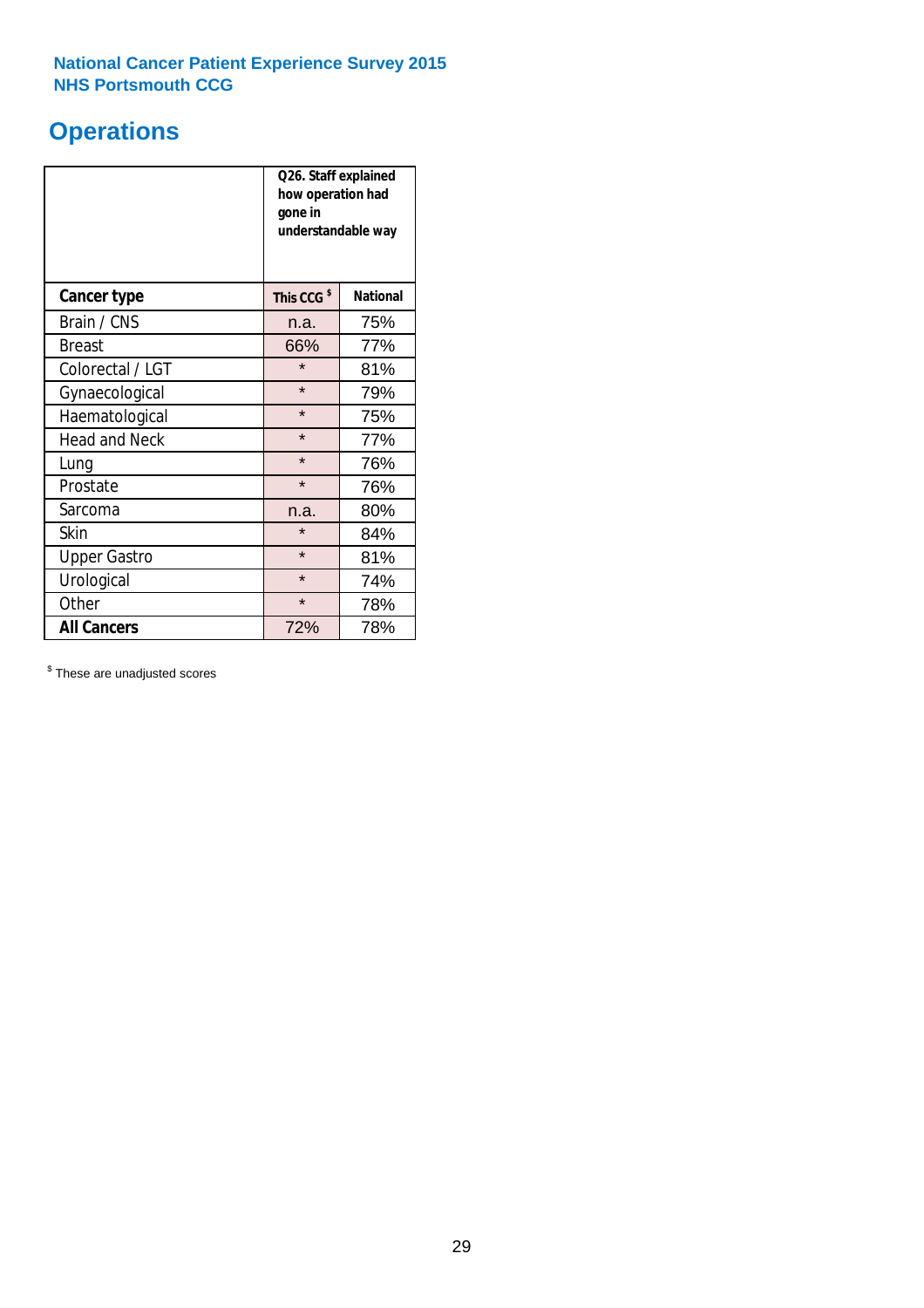**National Cancer Patient Experience Survey 2015**
**NHS Portsmouth CCG**

# Operations

| | Q26. Staff explained how operation had gone in understandable way | |
|---|---|---|
| **Cancer type** | **This CCG** $ | **National** |
| Brain / CNS | n.a. | 75% |
| Breast | 66% | 77% |
| Colorectal / LGT | * | 81% |
| Gynaecological | * | 79% |
| Haematological | * | 75% |
| Head and Neck | * | 77% |
| Lung | * | 76% |
| Prostate | * | 76% |
| Sarcoma | n.a. | 80% |
| Skin | * | 84% |
| Upper Gastro | * | 81% |
| Urological | * | 74% |
| Other | * | 78% |
| **All Cancers** | 72% | 78% |

$ These are unadjusted scores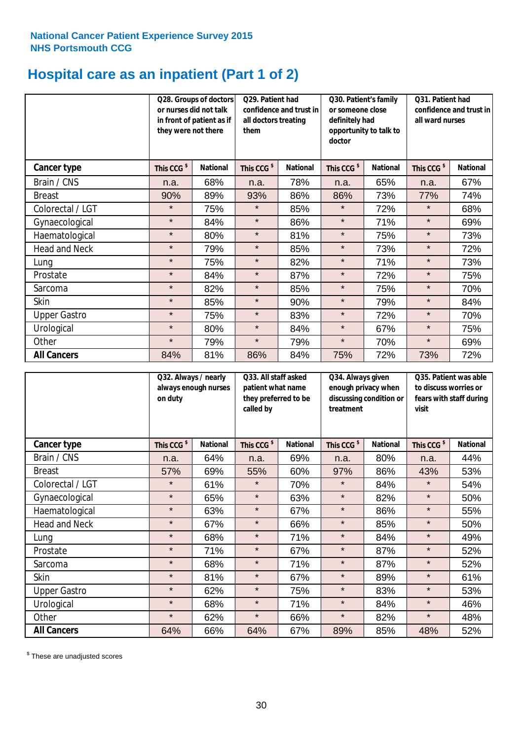**National Cancer Patient Experience Survey 2015**
**NHS Portsmouth CCG**

# Hospital care as an inpatient (Part 1 of 2)

| | Q28. Groups of doctors or nurses did not talk in front of patient as if they were not there | | Q29. Patient had confidence and trust in all doctors treating them | | Q30. Patient's family or someone close definitely had opportunity to talk to doctor | | Q31. Patient had confidence and trust in all ward nurses | |
|---|---|---|---|---|---|---|---|---|
| **Cancer type** | This CCG $ | National | This CCG $ | National | This CCG $ | National | This CCG $ | National |
| Brain / CNS | n.a. | 68% | n.a. | 78% | n.a. | 65% | n.a. | 67% |
| Breast | 90% | 89% | 93% | 86% | 86% | 73% | 77% | 74% |
| Colorectal / LGT | * | 75% | * | 85% | * | 72% | * | 68% |
| Gynaecological | * | 84% | * | 86% | * | 71% | * | 69% |
| Haematological | * | 80% | * | 81% | * | 75% | * | 73% |
| Head and Neck | * | 79% | * | 85% | * | 73% | * | 72% |
| Lung | * | 75% | * | 82% | * | 71% | * | 73% |
| Prostate | * | 84% | * | 87% | * | 72% | * | 75% |
| Sarcoma | * | 82% | * | 85% | * | 75% | * | 70% |
| Skin | * | 85% | * | 90% | * | 79% | * | 84% |
| Upper Gastro | * | 75% | * | 83% | * | 72% | * | 70% |
| Urological | * | 80% | * | 84% | * | 67% | * | 75% |
| Other | * | 79% | * | 79% | * | 70% | * | 69% |
| **All Cancers** | 84% | 81% | 86% | 84% | 75% | 72% | 73% | 72% |

| | Q32. Always / nearly always enough nurses on duty | | Q33. All staff asked patient what name they preferred to be called by | | Q34. Always given enough privacy when discussing condition or treatment | | Q35. Patient was able to discuss worries or fears with staff during visit | |
|---|---|---|---|---|---|---|---|---|
| **Cancer type** | This CCG $ | National | This CCG $ | National | This CCG $ | National | This CCG $ | National |
| Brain / CNS | n.a. | 64% | n.a. | 69% | n.a. | 80% | n.a. | 44% |
| Breast | 57% | 69% | 55% | 60% | 97% | 86% | 43% | 53% |
| Colorectal / LGT | * | 61% | * | 70% | * | 84% | * | 54% |
| Gynaecological | * | 65% | * | 63% | * | 82% | * | 50% |
| Haematological | * | 63% | * | 67% | * | 86% | * | 55% |
| Head and Neck | * | 67% | * | 66% | * | 85% | * | 50% |
| Lung | * | 68% | * | 71% | * | 84% | * | 49% |
| Prostate | * | 71% | * | 67% | * | 87% | * | 52% |
| Sarcoma | * | 68% | * | 71% | * | 87% | * | 52% |
| Skin | * | 81% | * | 67% | * | 89% | * | 61% |
| Upper Gastro | * | 62% | * | 75% | * | 83% | * | 53% |
| Urological | * | 68% | * | 71% | * | 84% | * | 46% |
| Other | * | 62% | * | 66% | * | 82% | * | 48% |
| **All Cancers** | 64% | 66% | 64% | 67% | 89% | 85% | 48% | 52% |

$ These are unadjusted scores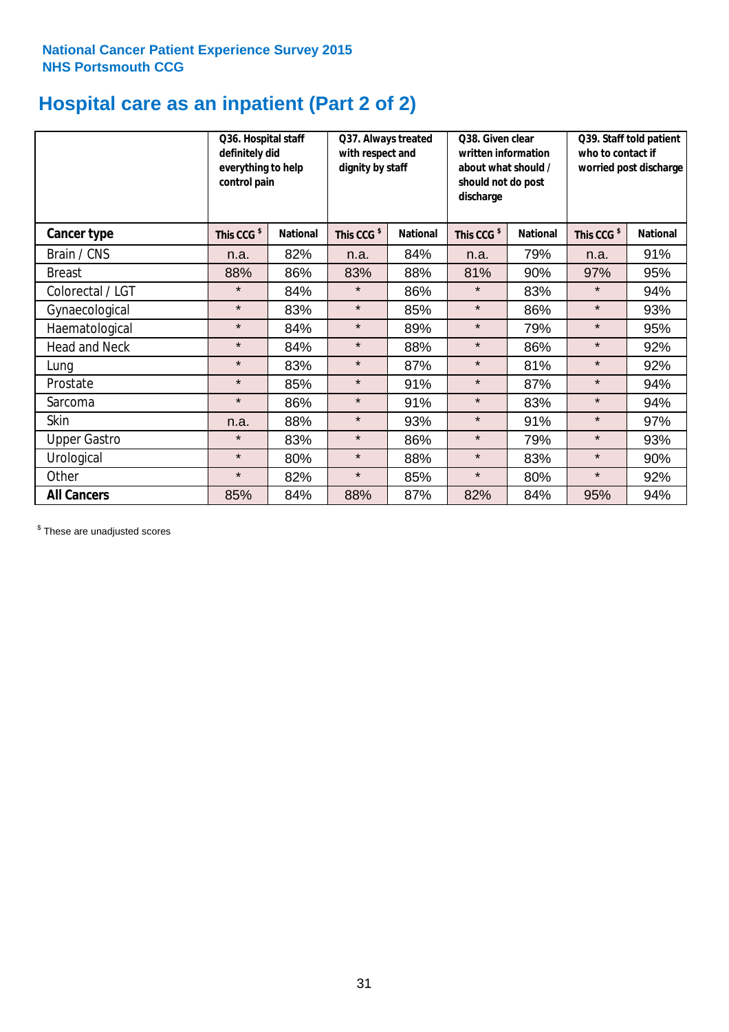National Cancer Patient Experience Survey 2015
NHS Portsmouth CCG

# Hospital care as an inpatient (Part 2 of 2)

| | Q36. Hospital staff definitely did everything to help control pain | | Q37. Always treated with respect and dignity by staff | | Q38. Given clear written information about what should / should not do post discharge | | Q39. Staff told patient who to contact if worried post discharge | |
|---|---|---|---|---|---|---|---|---|
| **Cancer type** | This CCG $ | National | This CCG $ | National | This CCG $ | National | This CCG $ | National |
| Brain / CNS | n.a. | 82% | n.a. | 84% | n.a. | 79% | n.a. | 91% |
| Breast | 88% | 86% | 83% | 88% | 81% | 90% | 97% | 95% |
| Colorectal / LGT | * | 84% | * | 86% | * | 83% | * | 94% |
| Gynaecological | * | 83% | * | 85% | * | 86% | * | 93% |
| Haematological | * | 84% | * | 89% | * | 79% | * | 95% |
| Head and Neck | * | 84% | * | 88% | * | 86% | * | 92% |
| Lung | * | 83% | * | 87% | * | 81% | * | 92% |
| Prostate | * | 85% | * | 91% | * | 87% | * | 94% |
| Sarcoma | * | 86% | * | 91% | * | 83% | * | 94% |
| Skin | n.a. | 88% | * | 93% | * | 91% | * | 97% |
| Upper Gastro | * | 83% | * | 86% | * | 79% | * | 93% |
| Urological | * | 80% | * | 88% | * | 83% | * | 90% |
| Other | * | 82% | * | 85% | * | 80% | * | 92% |
| **All Cancers** | 85% | 84% | 88% | 87% | 82% | 84% | 95% | 94% |

$ These are unadjusted scores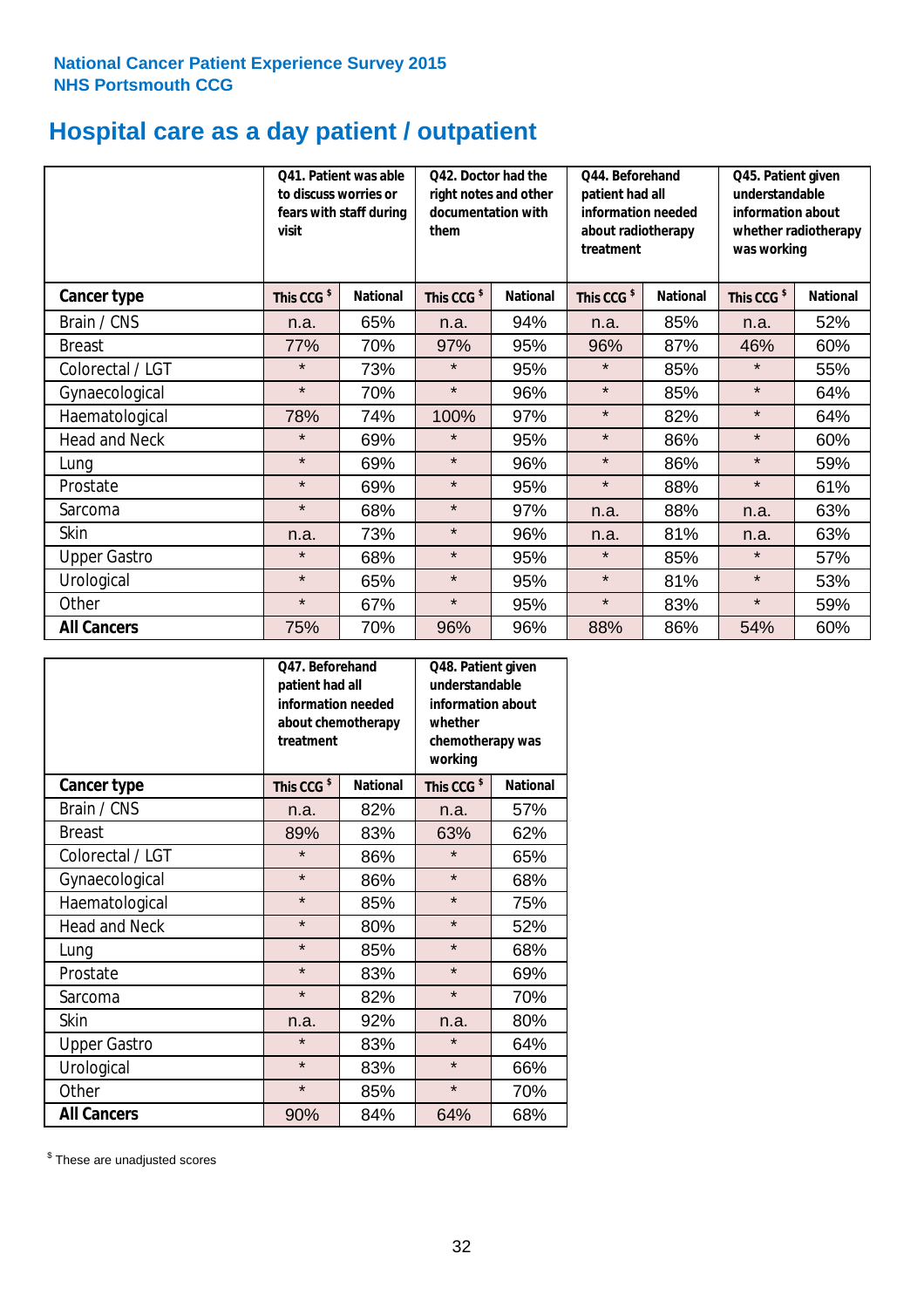National Cancer Patient Experience Survey 2015
NHS Portsmouth CCG

# Hospital care as a day patient / outpatient

| | Q41. Patient was able to discuss worries or fears with staff during visit | | Q42. Doctor had the right notes and other documentation with them | | Q44. Beforehand patient had all information needed about radiotherapy treatment | | Q45. Patient given understandable information about whether radiotherapy was working | |
|---|---|---|---|---|---|---|---|---|
| **Cancer type** | This CCG $ | National | This CCG $ | National | This CCG $ | National | This CCG $ | National |
| Brain / CNS | n.a. | 65% | n.a. | 94% | n.a. | 85% | n.a. | 52% |
| Breast | 77% | 70% | 97% | 95% | 96% | 87% | 46% | 60% |
| Colorectal / LGT | * | 73% | * | 95% | * | 85% | * | 55% |
| Gynaecological | * | 70% | * | 96% | * | 85% | * | 64% |
| Haematological | 78% | 74% | 100% | 97% | * | 82% | * | 64% |
| Head and Neck | * | 69% | * | 95% | * | 86% | * | 60% |
| Lung | * | 69% | * | 96% | * | 86% | * | 59% |
| Prostate | * | 69% | * | 95% | * | 88% | * | 61% |
| Sarcoma | * | 68% | * | 97% | n.a. | 88% | n.a. | 63% |
| Skin | n.a. | 73% | * | 96% | n.a. | 81% | n.a. | 63% |
| Upper Gastro | * | 68% | * | 95% | * | 85% | * | 57% |
| Urological | * | 65% | * | 95% | * | 81% | * | 53% |
| Other | * | 67% | * | 95% | * | 83% | * | 59% |
| **All Cancers** | 75% | 70% | 96% | 96% | 88% | 86% | 54% | 60% |

| | Q47. Beforehand patient had all information needed about chemotherapy treatment | | Q48. Patient given understandable information about whether chemotherapy was working | |
|---|---|---|---|---|
| **Cancer type** | This CCG $ | National | This CCG $ | National |
| Brain / CNS | n.a. | 82% | n.a. | 57% |
| Breast | 89% | 83% | 63% | 62% |
| Colorectal / LGT | * | 86% | * | 65% |
| Gynaecological | * | 86% | * | 68% |
| Haematological | * | 85% | * | 75% |
| Head and Neck | * | 80% | * | 52% |
| Lung | * | 85% | * | 68% |
| Prostate | * | 83% | * | 69% |
| Sarcoma | * | 82% | * | 70% |
| Skin | n.a. | 92% | n.a. | 80% |
| Upper Gastro | * | 83% | * | 64% |
| Urological | * | 83% | * | 66% |
| Other | * | 85% | * | 70% |
| **All Cancers** | 90% | 84% | 64% | 68% |

$ These are unadjusted scores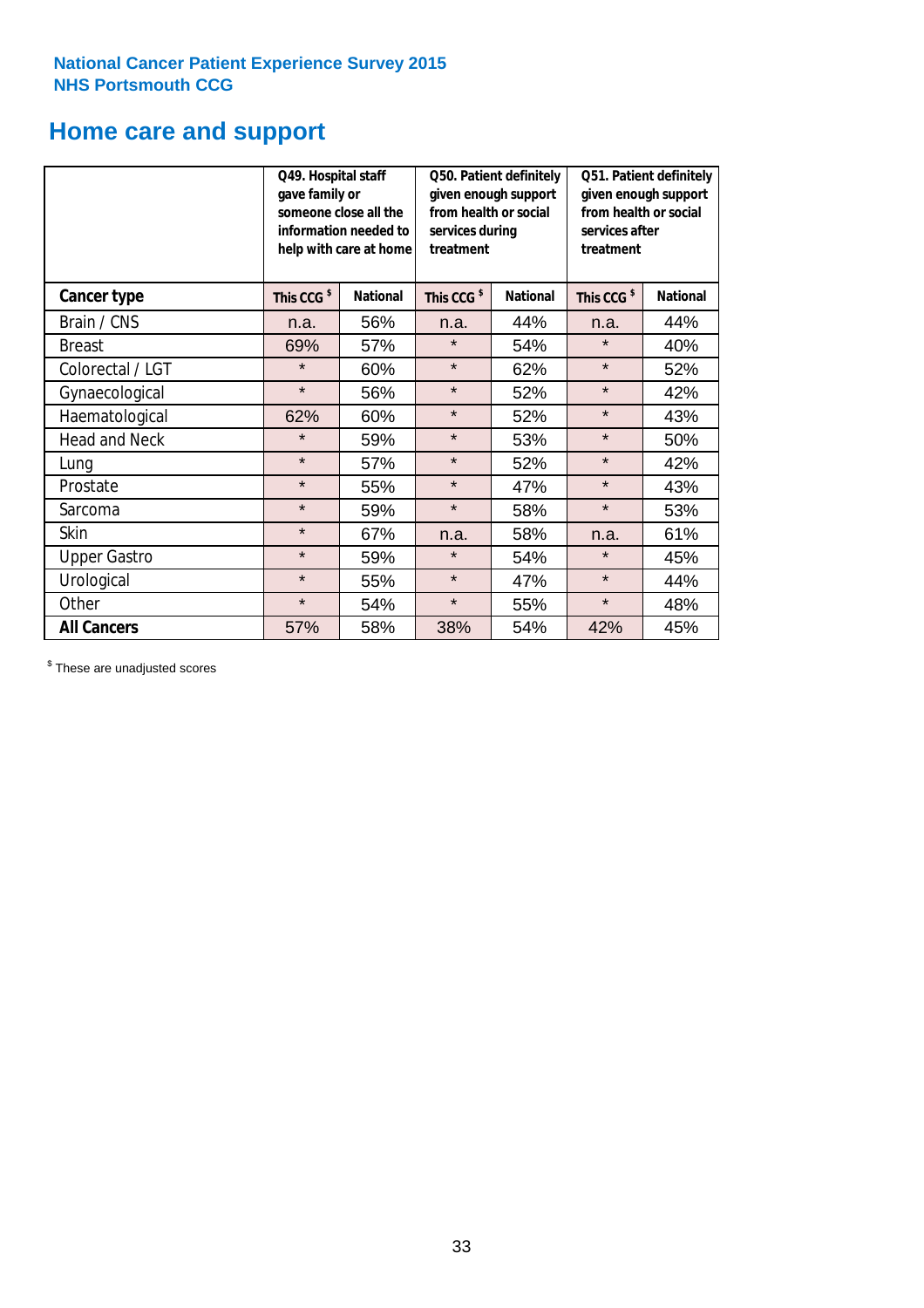National Cancer Patient Experience Survey 2015
NHS Portsmouth CCG

# Home care and support

| | Q49. Hospital staff gave family or someone close all the information needed to help with care at home | | Q50. Patient definitely given enough support from health or social services during treatment | | Q51. Patient definitely given enough support from health or social services after treatment | |
|---|---|---|---|---|---|---|
| **Cancer type** | **This CCG $** | **National** | **This CCG $** | **National** | **This CCG $** | **National** |
| Brain / CNS | n.a. | 56% | n.a. | 44% | n.a. | 44% |
| Breast | 69% | 57% | * | 54% | * | 40% |
| Colorectal / LGT | * | 60% | * | 62% | * | 52% |
| Gynaecological | * | 56% | * | 52% | * | 42% |
| Haematological | 62% | 60% | * | 52% | * | 43% |
| Head and Neck | * | 59% | * | 53% | * | 50% |
| Lung | * | 57% | * | 52% | * | 42% |
| Prostate | * | 55% | * | 47% | * | 43% |
| Sarcoma | * | 59% | * | 58% | * | 53% |
| Skin | * | 67% | n.a. | 58% | n.a. | 61% |
| Upper Gastro | * | 59% | * | 54% | * | 45% |
| Urological | * | 55% | * | 47% | * | 44% |
| Other | * | 54% | * | 55% | * | 48% |
| **All Cancers** | 57% | 58% | 38% | 54% | 42% | 45% |

$ These are unadjusted scores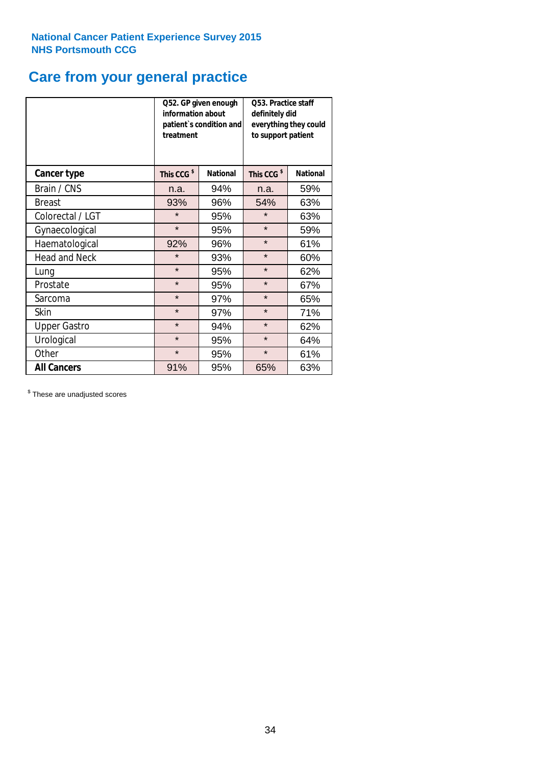National Cancer Patient Experience Survey 2015
NHS Portsmouth CCG

# Care from your general practice

| | Q52. GP given enough information about patient`s condition and treatment | | Q53. Practice staff definitely did everything they could to support patient | |
|---|---|---|---|---|
| **Cancer type** | **This CCG $** | **National** | **This CCG $** | **National** |
| Brain / CNS | n.a. | 94% | n.a. | 59% |
| Breast | 93% | 96% | 54% | 63% |
| Colorectal / LGT | * | 95% | * | 63% |
| Gynaecological | * | 95% | * | 59% |
| Haematological | 92% | 96% | * | 61% |
| Head and Neck | * | 93% | * | 60% |
| Lung | * | 95% | * | 62% |
| Prostate | * | 95% | * | 67% |
| Sarcoma | * | 97% | * | 65% |
| Skin | * | 97% | * | 71% |
| Upper Gastro | * | 94% | * | 62% |
| Urological | * | 95% | * | 64% |
| Other | * | 95% | * | 61% |
| **All Cancers** | 91% | 95% | 65% | 63% |

$ These are unadjusted scores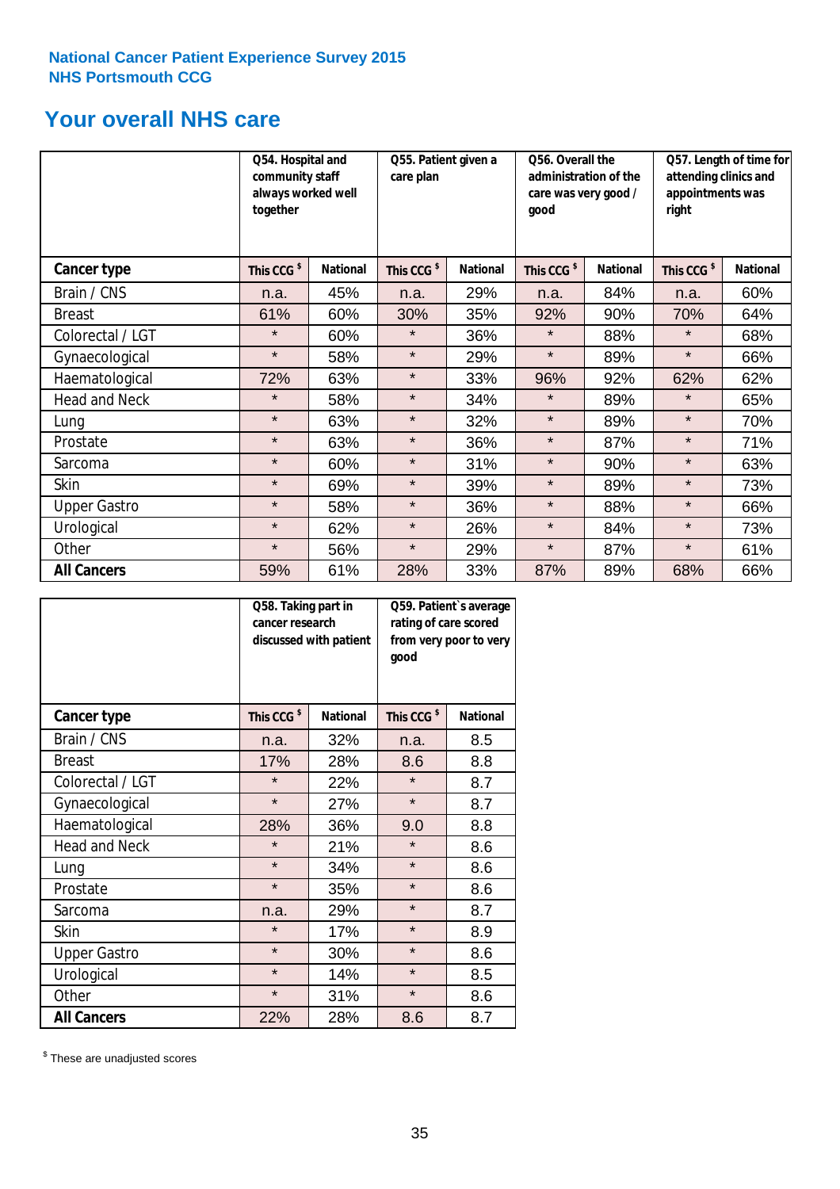National Cancer Patient Experience Survey 2015
NHS Portsmouth CCG

# Your overall NHS care

| | Q54. Hospital and community staff always worked well together | | Q55. Patient given a care plan | | Q56. Overall the administration of the care was very good / good | | Q57. Length of time for attending clinics and appointments was right | |
|---|---|---|---|---|---|---|---|---|
| **Cancer type** | **This CCG $** | **National** | **This CCG $** | **National** | **This CCG $** | **National** | **This CCG $** | **National** |
| Brain / CNS | n.a. | 45% | n.a. | 29% | n.a. | 84% | n.a. | 60% |
| Breast | 61% | 60% | 30% | 35% | 92% | 90% | 70% | 64% |
| Colorectal / LGT | * | 60% | * | 36% | * | 88% | * | 68% |
| Gynaecological | * | 58% | * | 29% | * | 89% | * | 66% |
| Haematological | 72% | 63% | * | 33% | 96% | 92% | 62% | 62% |
| Head and Neck | * | 58% | * | 34% | * | 89% | * | 65% |
| Lung | * | 63% | * | 32% | * | 89% | * | 70% |
| Prostate | * | 63% | * | 36% | * | 87% | * | 71% |
| Sarcoma | * | 60% | * | 31% | * | 90% | * | 63% |
| Skin | * | 69% | * | 39% | * | 89% | * | 73% |
| Upper Gastro | * | 58% | * | 36% | * | 88% | * | 66% |
| Urological | * | 62% | * | 26% | * | 84% | * | 73% |
| Other | * | 56% | * | 29% | * | 87% | * | 61% |
| **All Cancers** | 59% | 61% | 28% | 33% | 87% | 89% | 68% | 66% |

| | Q58. Taking part in cancer research discussed with patient | | Q59. Patient`s average rating of care scored from very poor to very good | |
|---|---|---|---|---|
| **Cancer type** | **This CCG $** | **National** | **This CCG $** | **National** |
| Brain / CNS | n.a. | 32% | n.a. | 8.5 |
| Breast | 17% | 28% | 8.6 | 8.8 |
| Colorectal / LGT | * | 22% | * | 8.7 |
| Gynaecological | * | 27% | * | 8.7 |
| Haematological | 28% | 36% | 9.0 | 8.8 |
| Head and Neck | * | 21% | * | 8.6 |
| Lung | * | 34% | * | 8.6 |
| Prostate | * | 35% | * | 8.6 |
| Sarcoma | n.a. | 29% | * | 8.7 |
| Skin | * | 17% | * | 8.9 |
| Upper Gastro | * | 30% | * | 8.6 |
| Urological | * | 14% | * | 8.5 |
| Other | * | 31% | * | 8.6 |
| **All Cancers** | 22% | 28% | 8.6 | 8.7 |

$ These are unadjusted scores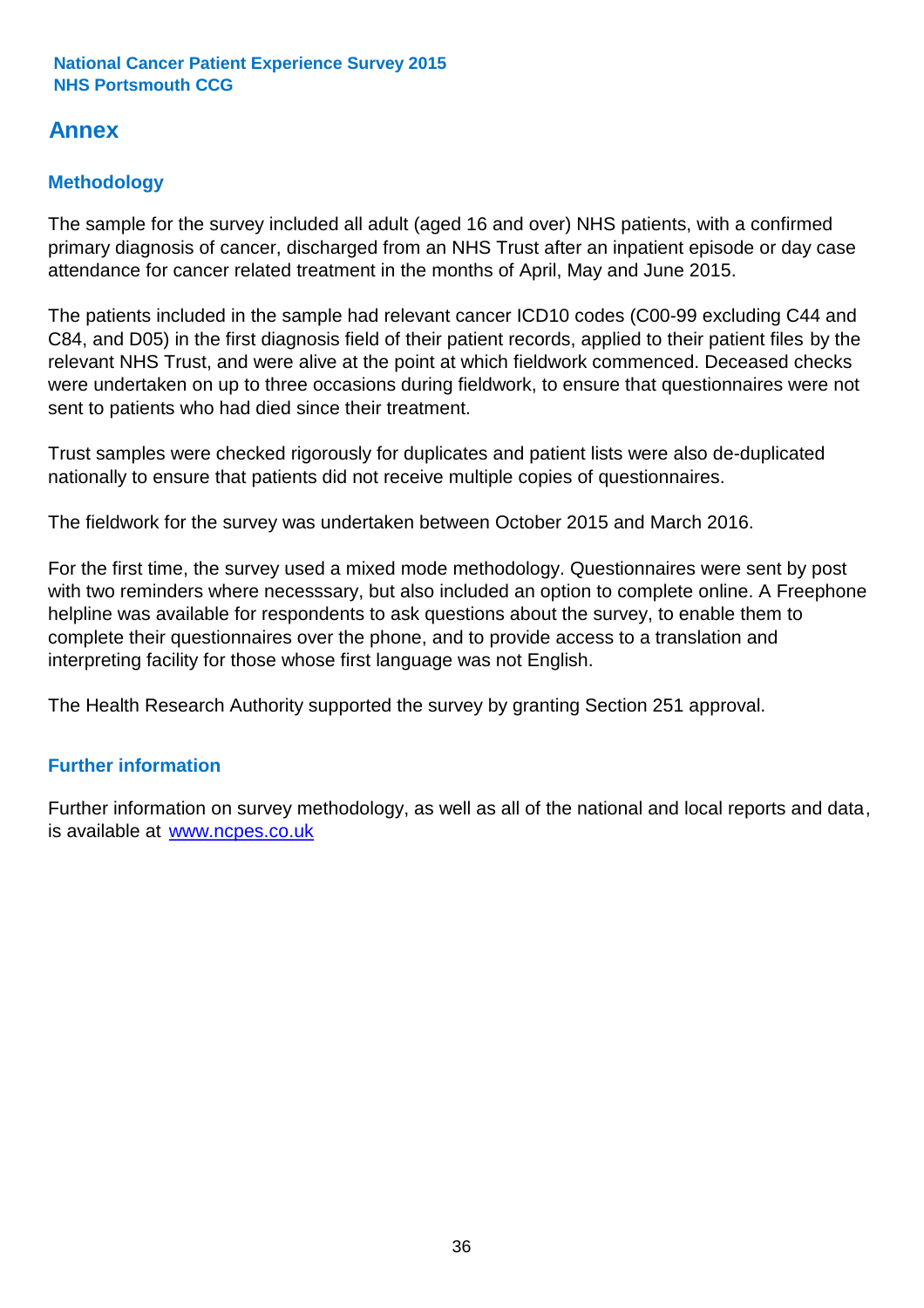## Annex

### Methodology

The sample for the survey included all adult (aged 16 and over) NHS patients, with a confirmed primary diagnosis of cancer, discharged from an NHS Trust after an inpatient episode or day case attendance for cancer related treatment in the months of April, May and June 2015.

The patients included in the sample had relevant cancer ICD10 codes (C00-99 excluding C44 and C84, and D05) in the first diagnosis field of their patient records, applied to their patient files by the relevant NHS Trust, and were alive at the point at which fieldwork commenced. Deceased checks were undertaken on up to three occasions during fieldwork, to ensure that questionnaires were not sent to patients who had died since their treatment.

Trust samples were checked rigorously for duplicates and patient lists were also de-duplicated nationally to ensure that patients did not receive multiple copies of questionnaires.

The fieldwork for the survey was undertaken between October 2015 and March 2016.

For the first time, the survey used a mixed mode methodology. Questionnaires were sent by post with two reminders where necesssary, but also included an option to complete online. A Freephone helpline was available for respondents to ask questions about the survey, to enable them to complete their questionnaires over the phone, and to provide access to a translation and interpreting facility for those whose first language was not English.

The Health Research Authority supported the survey by granting Section 251 approval.

### Further information

Further information on survey methodology, as well as all of the national and local reports and data, is available at [www.ncpes.co.uk](www.ncpes.co.uk)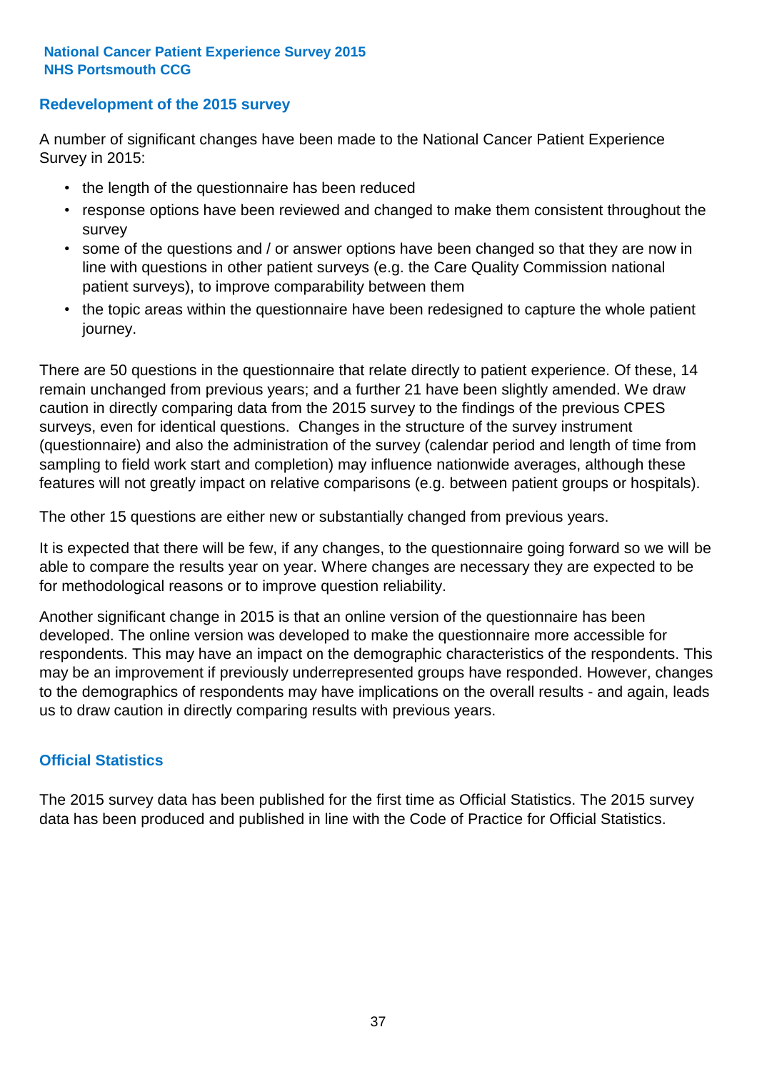## Redevelopment of the 2015 survey

A number of significant changes have been made to the National Cancer Patient Experience Survey in 2015:

- the length of the questionnaire has been reduced
- response options have been reviewed and changed to make them consistent throughout the survey
- some of the questions and / or answer options have been changed so that they are now in line with questions in other patient surveys (e.g. the Care Quality Commission national patient surveys), to improve comparability between them
- the topic areas within the questionnaire have been redesigned to capture the whole patient journey.

There are 50 questions in the questionnaire that relate directly to patient experience. Of these, 14 remain unchanged from previous years; and a further 21 have been slightly amended. We draw caution in directly comparing data from the 2015 survey to the findings of the previous CPES surveys, even for identical questions. Changes in the structure of the survey instrument (questionnaire) and also the administration of the survey (calendar period and length of time from sampling to field work start and completion) may influence nationwide averages, although these features will not greatly impact on relative comparisons (e.g. between patient groups or hospitals).

The other 15 questions are either new or substantially changed from previous years.

It is expected that there will be few, if any changes, to the questionnaire going forward so we will be able to compare the results year on year. Where changes are necessary they are expected to be for methodological reasons or to improve question reliability.

Another significant change in 2015 is that an online version of the questionnaire has been developed. The online version was developed to make the questionnaire more accessible for respondents. This may have an impact on the demographic characteristics of the respondents. This may be an improvement if previously underrepresented groups have responded. However, changes to the demographics of respondents may have implications on the overall results - and again, leads us to draw caution in directly comparing results with previous years.

## Official Statistics

The 2015 survey data has been published for the first time as Official Statistics. The 2015 survey data has been produced and published in line with the Code of Practice for Official Statistics.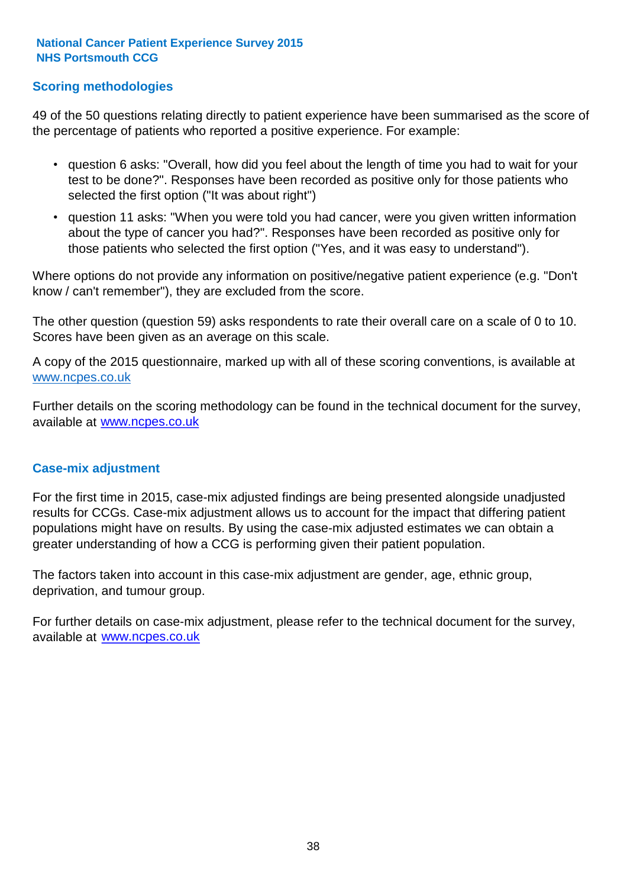## Scoring methodologies

49 of the 50 questions relating directly to patient experience have been summarised as the score of the percentage of patients who reported a positive experience. For example:

- question 6 asks: "Overall, how did you feel about the length of time you had to wait for your test to be done?". Responses have been recorded as positive only for those patients who selected the first option ("It was about right")
- question 11 asks: "When you were told you had cancer, were you given written information about the type of cancer you had?". Responses have been recorded as positive only for those patients who selected the first option ("Yes, and it was easy to understand").

Where options do not provide any information on positive/negative patient experience (e.g. "Don't know / can't remember"), they are excluded from the score.

The other question (question 59) asks respondents to rate their overall care on a scale of 0 to 10. Scores have been given as an average on this scale.

A copy of the 2015 questionnaire, marked up with all of these scoring conventions, is available at www.ncpes.co.uk

Further details on the scoring methodology can be found in the technical document for the survey, available at www.ncpes.co.uk

## Case-mix adjustment

For the first time in 2015, case-mix adjusted findings are being presented alongside unadjusted results for CCGs. Case-mix adjustment allows us to account for the impact that differing patient populations might have on results. By using the case-mix adjusted estimates we can obtain a greater understanding of how a CCG is performing given their patient population.

The factors taken into account in this case-mix adjustment are gender, age, ethnic group, deprivation, and tumour group.

For further details on case-mix adjustment, please refer to the technical document for the survey, available at www.ncpes.co.uk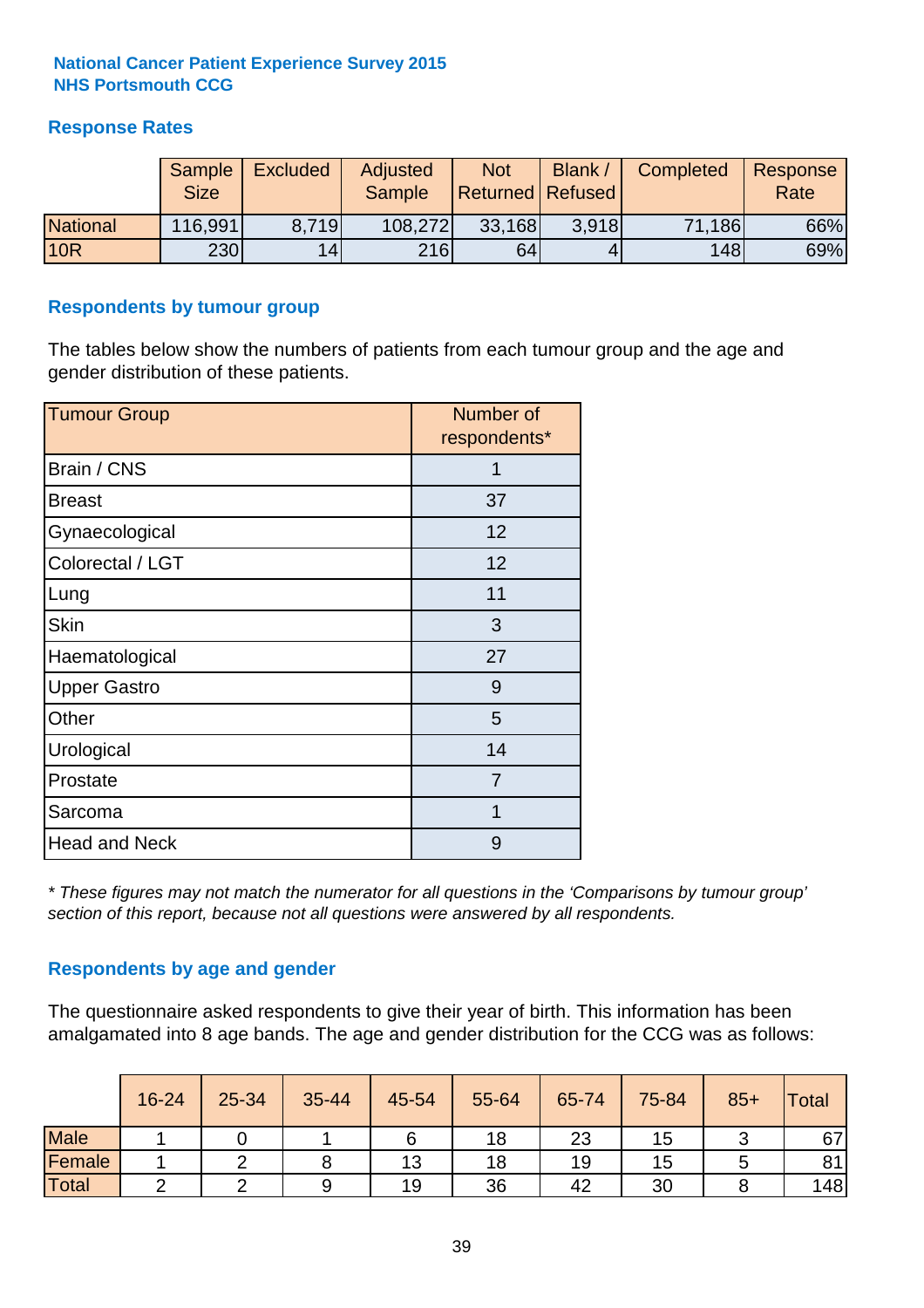**National Cancer Patient Experience Survey 2015**
**NHS Portsmouth CCG**

## Response Rates

| | Sample Size | Excluded | Adjusted Sample | Not Returned | Blank / Refused | Completed | Response Rate |
|---|---|---|---|---|---|---|---|
| National | 116,991 | 8,719 | 108,272 | 33,168 | 3,918 | 71,186 | 66% |
| 10R | 230 | 14 | 216 | 64 | 4 | 148 | 69% |

## Respondents by tumour group

The tables below show the numbers of patients from each tumour group and the age and gender distribution of these patients.

| Tumour Group | Number of respondents* |
|---|---|
| Brain / CNS | 1 |
| Breast | 37 |
| Gynaecological | 12 |
| Colorectal / LGT | 12 |
| Lung | 11 |
| Skin | 3 |
| Haematological | 27 |
| Upper Gastro | 9 |
| Other | 5 |
| Urological | 14 |
| Prostate | 7 |
| Sarcoma | 1 |
| Head and Neck | 9 |

*\* These figures may not match the numerator for all questions in the 'Comparisons by tumour group' section of this report, because not all questions were answered by all respondents.*

## Respondents by age and gender

The questionnaire asked respondents to give their year of birth. This information has been amalgamated into 8 age bands. The age and gender distribution for the CCG was as follows:

| | 16-24 | 25-34 | 35-44 | 45-54 | 55-64 | 65-74 | 75-84 | 85+ | Total |
|---|---|---|---|---|---|---|---|---|---|
| Male | 1 | 0 | 1 | 6 | 18 | 23 | 15 | 3 | 67 |
| Female | 1 | 2 | 8 | 13 | 18 | 19 | 15 | 5 | 81 |
| Total | 2 | 2 | 9 | 19 | 36 | 42 | 30 | 8 | 148 |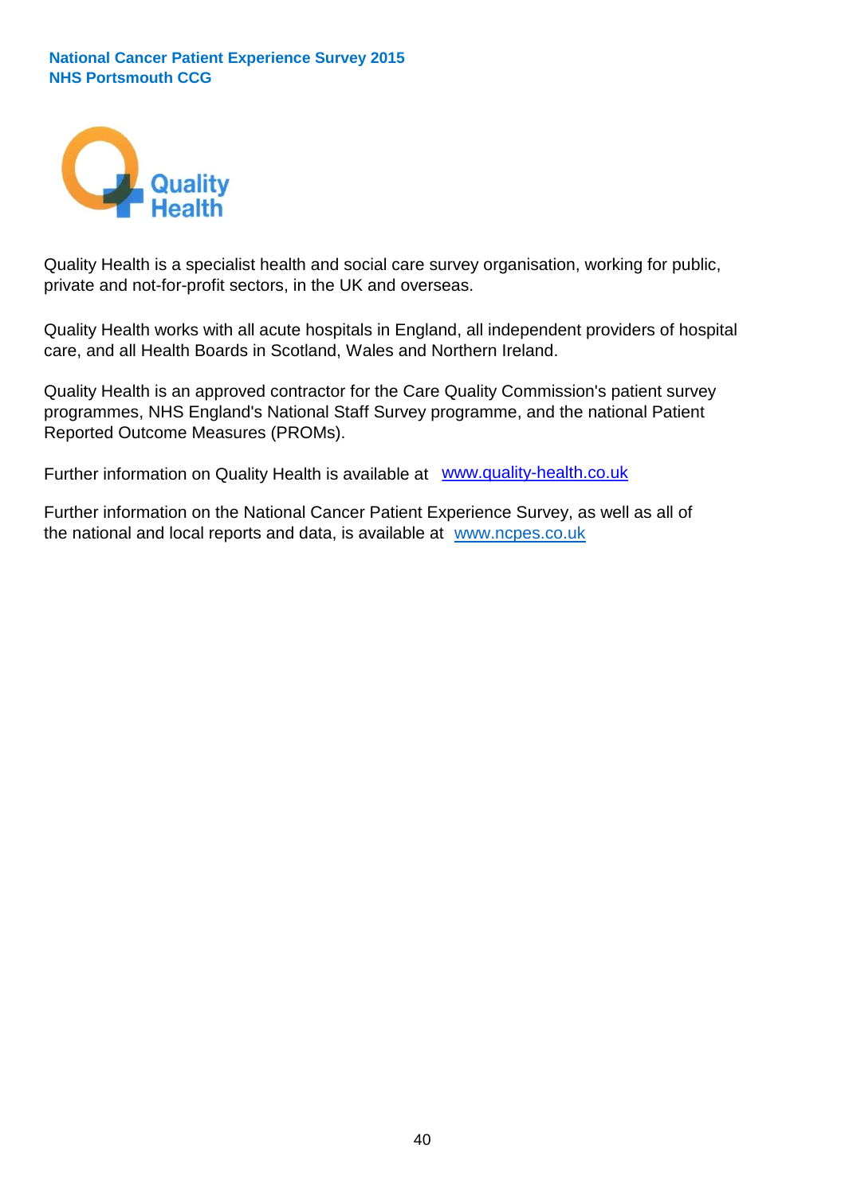Quality Health is a specialist health and social care survey organisation, working for public, private and not-for-profit sectors, in the UK and overseas.

Quality Health works with all acute hospitals in England, all independent providers of hospital care, and all Health Boards in Scotland, Wales and Northern Ireland.

Quality Health is an approved contractor for the Care Quality Commission's patient survey programmes, NHS England's National Staff Survey programme, and the national Patient Reported Outcome Measures (PROMs).

Further information on Quality Health is available at [www.quality-health.co.uk](http://www.quality-health.co.uk)

Further information on the National Cancer Patient Experience Survey, as well as all of the national and local reports and data, is available at [www.ncpes.co.uk](http://www.ncpes.co.uk)